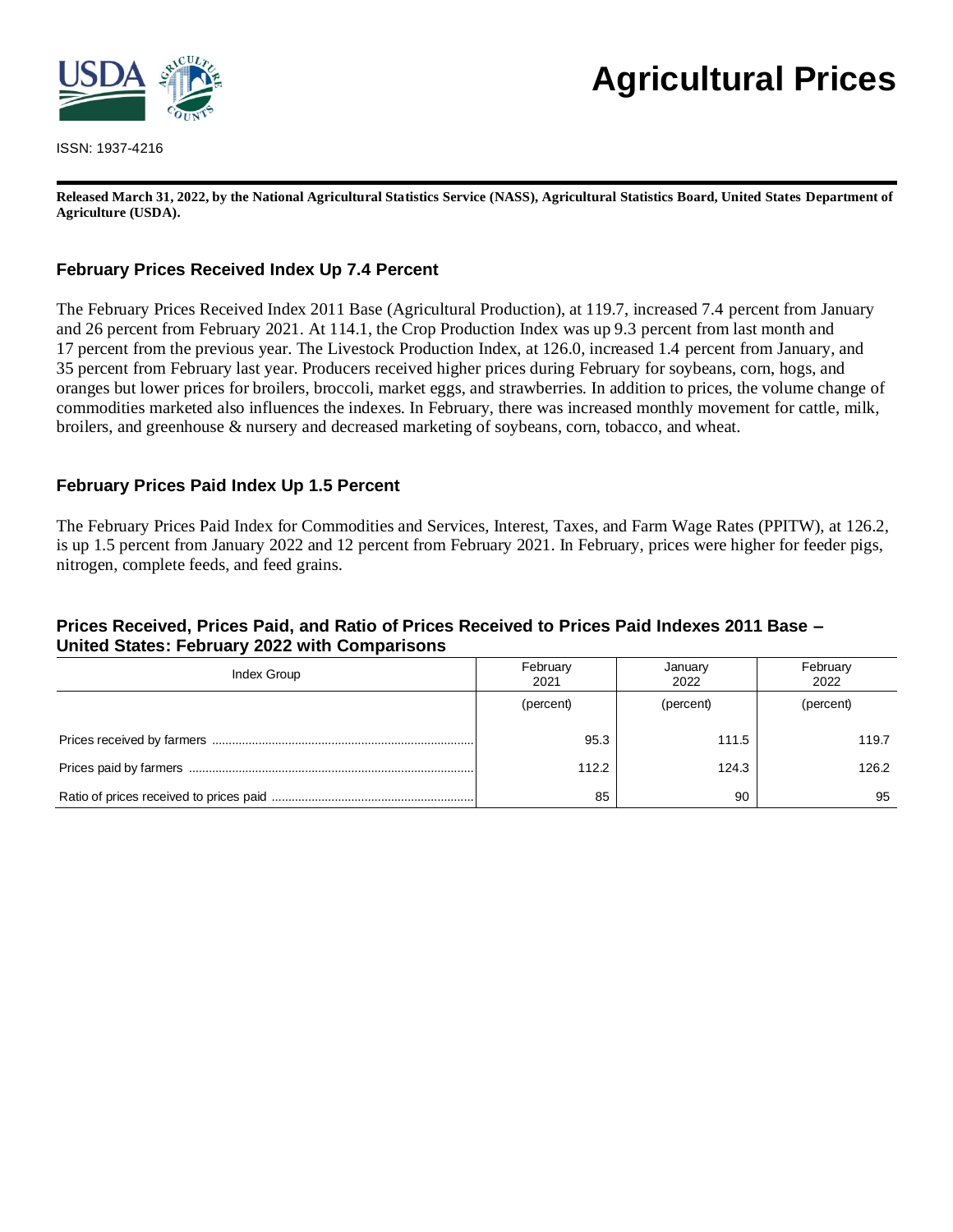# Agricultural Prices

ISSN: 1937-4216

**Released March 31, 2022, by the National Agricultural Statistics Service (NASS), Agricultural Statistics Board, United States Department of Agriculture (USDA).**

## February Prices Received Index Up 7.4 Percent

The February Prices Received Index 2011 Base (Agricultural Production), at 119.7, increased 7.4 percent from January and 26 percent from February 2021. At 114.1, the Crop Production Index was up 9.3 percent from last month and 17 percent from the previous year. The Livestock Production Index, at 126.0, increased 1.4 percent from January, and 35 percent from February last year. Producers received higher prices during February for soybeans, corn, hogs, and oranges but lower prices for broilers, broccoli, market eggs, and strawberries. In addition to prices, the volume change of commodities marketed also influences the indexes. In February, there was increased monthly movement for cattle, milk, broilers, and greenhouse & nursery and decreased marketing of soybeans, corn, tobacco, and wheat.

## February Prices Paid Index Up 1.5 Percent

The February Prices Paid Index for Commodities and Services, Interest, Taxes, and Farm Wage Rates (PPITW), at 126.2, is up 1.5 percent from January 2022 and 12 percent from February 2021. In February, prices were higher for feeder pigs, nitrogen, complete feeds, and feed grains.

### Prices Received, Prices Paid, and Ratio of Prices Received to Prices Paid Indexes 2011 Base – United States: February 2022 with Comparisons

| Index Group | February 2021 | January 2022 | February 2022 |
|---|---|---|---|
| | (percent) | (percent) | (percent) |
| Prices received by farmers | 95.3 | 111.5 | 119.7 |
| Prices paid by farmers | 112.2 | 124.3 | 126.2 |
| Ratio of prices received to prices paid | 85 | 90 | 95 |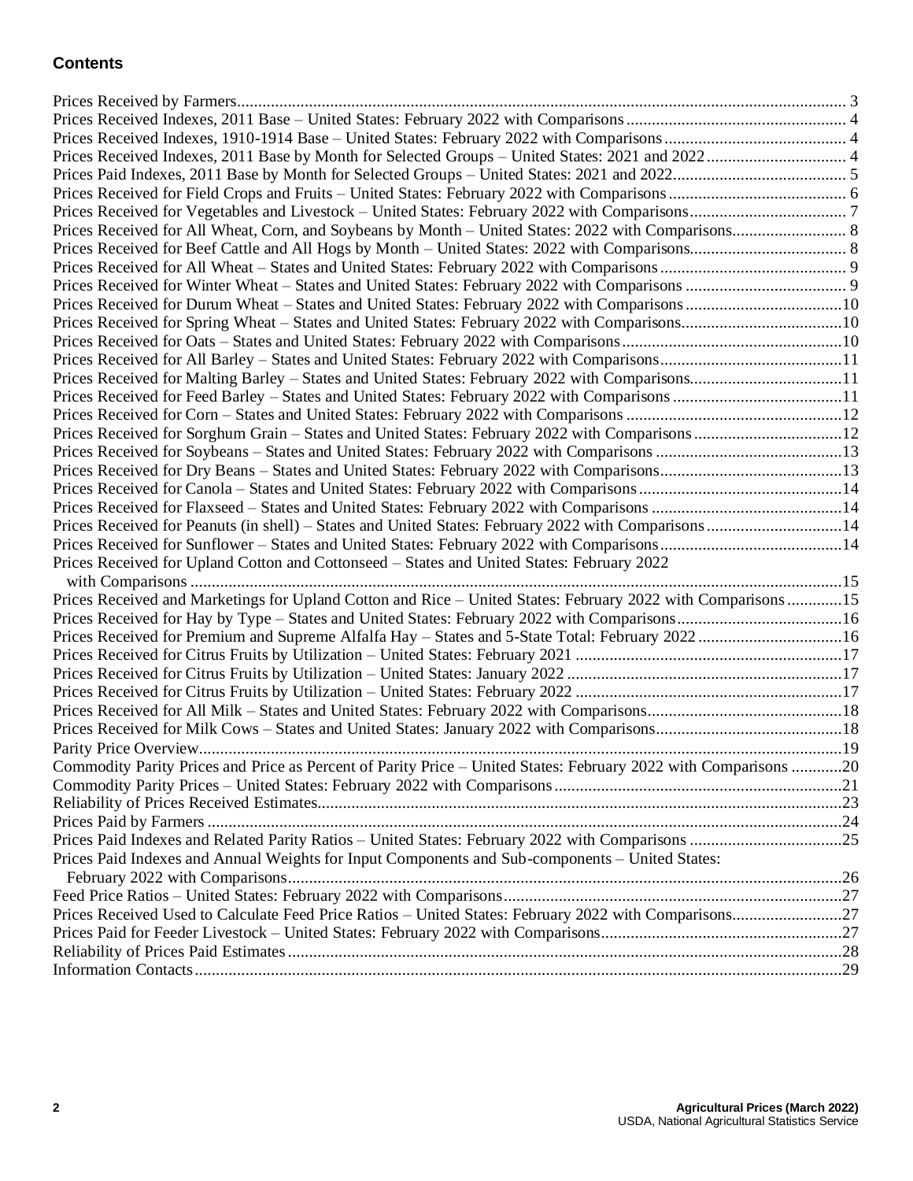## Contents

Prices Received by Farmers ..... 3
Prices Received Indexes, 2011 Base – United States: February 2022 with Comparisons ..... 4
Prices Received Indexes, 1910-1914 Base – United States: February 2022 with Comparisons ..... 4
Prices Received Indexes, 2011 Base by Month for Selected Groups – United States: 2021 and 2022 ..... 4
Prices Paid Indexes, 2011 Base by Month for Selected Groups – United States: 2021 and 2022 ..... 5
Prices Received for Field Crops and Fruits – United States: February 2022 with Comparisons ..... 6
Prices Received for Vegetables and Livestock – United States: February 2022 with Comparisons ..... 7
Prices Received for All Wheat, Corn, and Soybeans by Month – United States: 2022 with Comparisons ..... 8
Prices Received for Beef Cattle and All Hogs by Month – United States: 2022 with Comparisons ..... 8
Prices Received for All Wheat – States and United States: February 2022 with Comparisons ..... 9
Prices Received for Winter Wheat – States and United States: February 2022 with Comparisons ..... 9
Prices Received for Durum Wheat – States and United States: February 2022 with Comparisons ..... 10
Prices Received for Spring Wheat – States and United States: February 2022 with Comparisons ..... 10
Prices Received for Oats – States and United States: February 2022 with Comparisons ..... 10
Prices Received for All Barley – States and United States: February 2022 with Comparisons ..... 11
Prices Received for Malting Barley – States and United States: February 2022 with Comparisons ..... 11
Prices Received for Feed Barley – States and United States: February 2022 with Comparisons ..... 11
Prices Received for Corn – States and United States: February 2022 with Comparisons ..... 12
Prices Received for Sorghum Grain – States and United States: February 2022 with Comparisons ..... 12
Prices Received for Soybeans – States and United States: February 2022 with Comparisons ..... 13
Prices Received for Dry Beans – States and United States: February 2022 with Comparisons ..... 13
Prices Received for Canola – States and United States: February 2022 with Comparisons ..... 14
Prices Received for Flaxseed – States and United States: February 2022 with Comparisons ..... 14
Prices Received for Peanuts (in shell) – States and United States: February 2022 with Comparisons ..... 14
Prices Received for Sunflower – States and United States: February 2022 with Comparisons ..... 14
Prices Received for Upland Cotton and Cottonseed – States and United States: February 2022 with Comparisons ..... 15
Prices Received and Marketings for Upland Cotton and Rice – United States: February 2022 with Comparisons ..... 15
Prices Received for Hay by Type – States and United States: February 2022 with Comparisons ..... 16
Prices Received for Premium and Supreme Alfalfa Hay – States and 5-State Total: February 2022 ..... 16
Prices Received for Citrus Fruits by Utilization – United States: February 2021 ..... 17
Prices Received for Citrus Fruits by Utilization – United States: January 2022 ..... 17
Prices Received for Citrus Fruits by Utilization – United States: February 2022 ..... 17
Prices Received for All Milk – States and United States: February 2022 with Comparisons ..... 18
Prices Received for Milk Cows – States and United States: January 2022 with Comparisons ..... 18
Parity Price Overview ..... 19
Commodity Parity Prices and Price as Percent of Parity Price – United States: February 2022 with Comparisons ..... 20
Commodity Parity Prices – United States: February 2022 with Comparisons ..... 21
Reliability of Prices Received Estimates ..... 23
Prices Paid by Farmers ..... 24
Prices Paid Indexes and Related Parity Ratios – United States: February 2022 with Comparisons ..... 25
Prices Paid Indexes and Annual Weights for Input Components and Sub-components – United States: February 2022 with Comparisons ..... 26
Feed Price Ratios – United States: February 2022 with Comparisons ..... 27
Prices Received Used to Calculate Feed Price Ratios – United States: February 2022 with Comparisons ..... 27
Prices Paid for Feeder Livestock – United States: February 2022 with Comparisons ..... 27
Reliability of Prices Paid Estimates ..... 28
Information Contacts ..... 29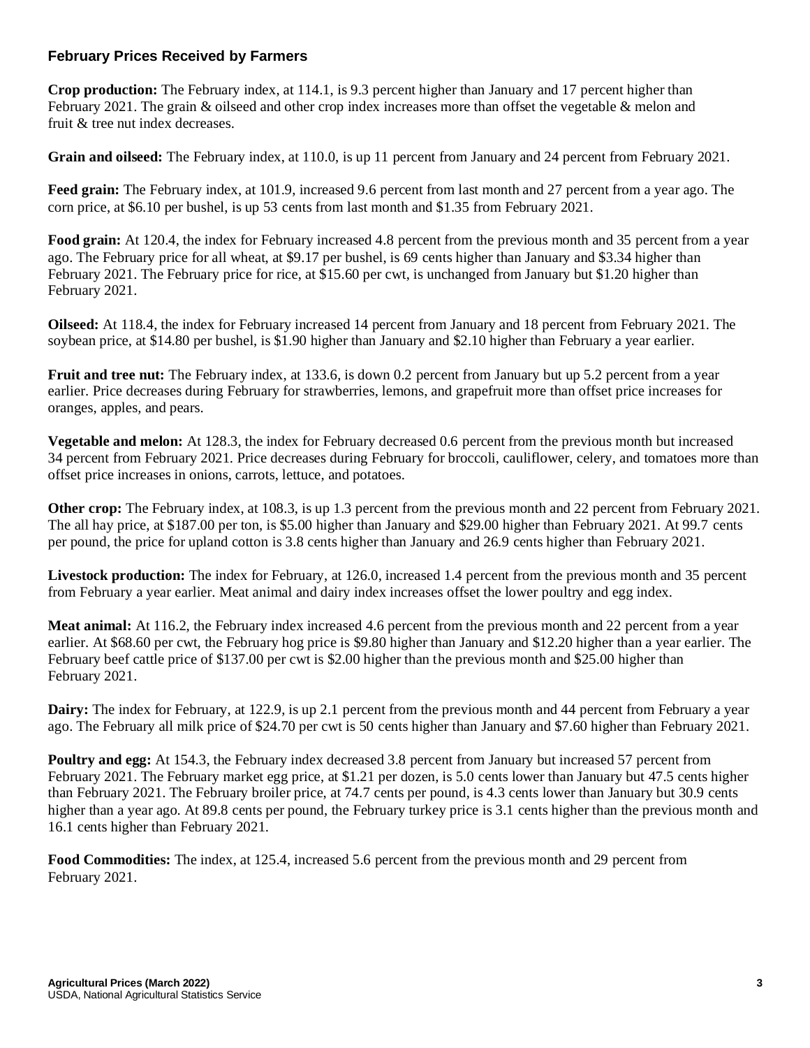## February Prices Received by Farmers

**Crop production:** The February index, at 114.1, is 9.3 percent higher than January and 17 percent higher than February 2021. The grain & oilseed and other crop index increases more than offset the vegetable & melon and fruit & tree nut index decreases.

**Grain and oilseed:** The February index, at 110.0, is up 11 percent from January and 24 percent from February 2021.

**Feed grain:** The February index, at 101.9, increased 9.6 percent from last month and 27 percent from a year ago. The corn price, at $6.10 per bushel, is up 53 cents from last month and $1.35 from February 2021.

**Food grain:** At 120.4, the index for February increased 4.8 percent from the previous month and 35 percent from a year ago. The February price for all wheat, at $9.17 per bushel, is 69 cents higher than January and $3.34 higher than February 2021. The February price for rice, at $15.60 per cwt, is unchanged from January but $1.20 higher than February 2021.

**Oilseed:** At 118.4, the index for February increased 14 percent from January and 18 percent from February 2021. The soybean price, at $14.80 per bushel, is $1.90 higher than January and $2.10 higher than February a year earlier.

**Fruit and tree nut:** The February index, at 133.6, is down 0.2 percent from January but up 5.2 percent from a year earlier. Price decreases during February for strawberries, lemons, and grapefruit more than offset price increases for oranges, apples, and pears.

**Vegetable and melon:** At 128.3, the index for February decreased 0.6 percent from the previous month but increased 34 percent from February 2021. Price decreases during February for broccoli, cauliflower, celery, and tomatoes more than offset price increases in onions, carrots, lettuce, and potatoes.

**Other crop:** The February index, at 108.3, is up 1.3 percent from the previous month and 22 percent from February 2021. The all hay price, at $187.00 per ton, is $5.00 higher than January and $29.00 higher than February 2021. At 99.7 cents per pound, the price for upland cotton is 3.8 cents higher than January and 26.9 cents higher than February 2021.

**Livestock production:** The index for February, at 126.0, increased 1.4 percent from the previous month and 35 percent from February a year earlier. Meat animal and dairy index increases offset the lower poultry and egg index.

**Meat animal:** At 116.2, the February index increased 4.6 percent from the previous month and 22 percent from a year earlier. At $68.60 per cwt, the February hog price is $9.80 higher than January and $12.20 higher than a year earlier. The February beef cattle price of $137.00 per cwt is $2.00 higher than the previous month and $25.00 higher than February 2021.

**Dairy:** The index for February, at 122.9, is up 2.1 percent from the previous month and 44 percent from February a year ago. The February all milk price of $24.70 per cwt is 50 cents higher than January and $7.60 higher than February 2021.

**Poultry and egg:** At 154.3, the February index decreased 3.8 percent from January but increased 57 percent from February 2021. The February market egg price, at $1.21 per dozen, is 5.0 cents lower than January but 47.5 cents higher than February 2021. The February broiler price, at 74.7 cents per pound, is 4.3 cents lower than January but 30.9 cents higher than a year ago. At 89.8 cents per pound, the February turkey price is 3.1 cents higher than the previous month and 16.1 cents higher than February 2021.

**Food Commodities:** The index, at 125.4, increased 5.6 percent from the previous month and 29 percent from February 2021.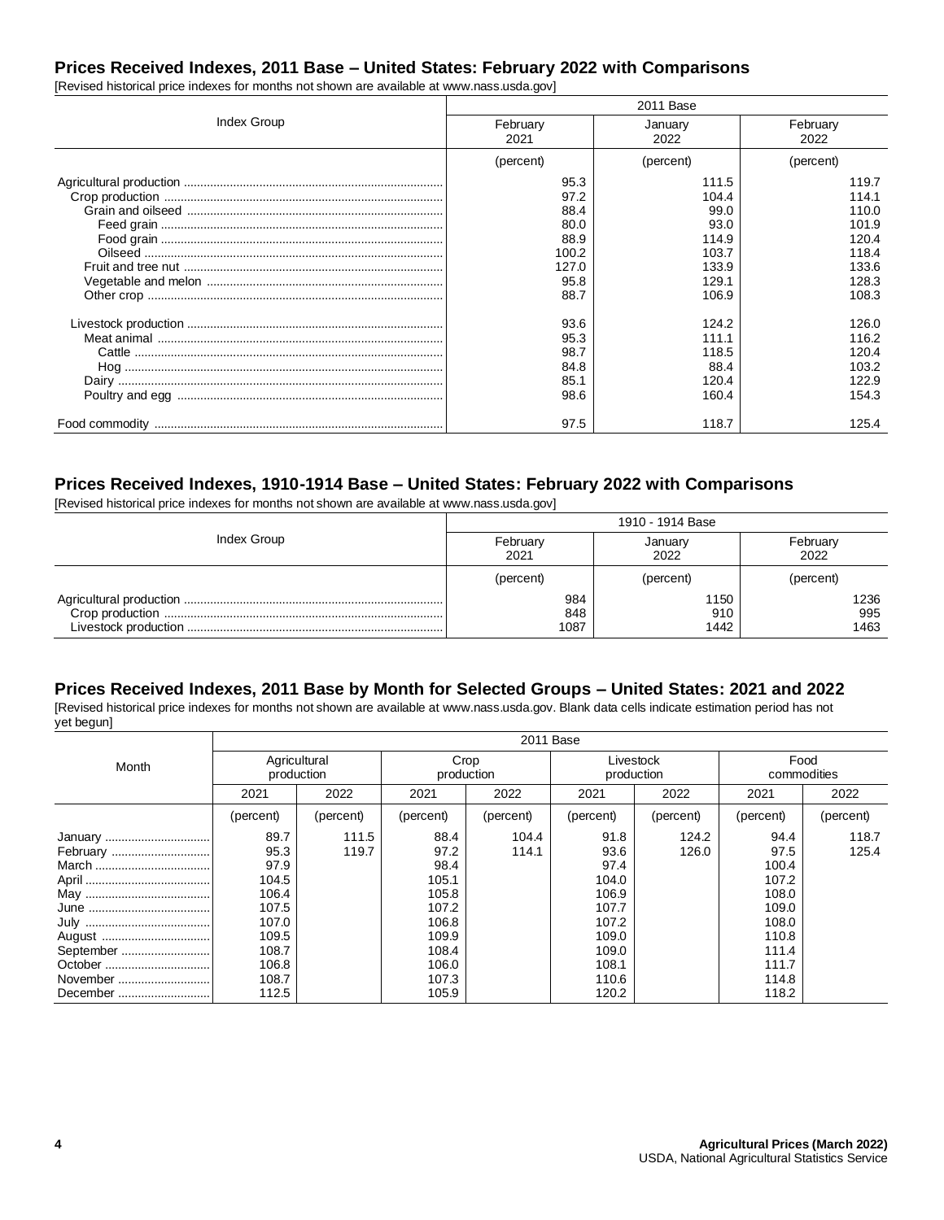## Prices Received Indexes, 2011 Base – United States: February 2022 with Comparisons

[Revised historical price indexes for months not shown are available at www.nass.usda.gov]

| Index Group | 2011 Base | | |
|---|---|---|---|
| | February 2021 | January 2022 | February 2022 |
| | (percent) | (percent) | (percent) |
| Agricultural production | 95.3 | 111.5 | 119.7 |
| Crop production | 97.2 | 104.4 | 114.1 |
| Grain and oilseed | 88.4 | 99.0 | 110.0 |
| Feed grain | 80.0 | 93.0 | 101.9 |
| Food grain | 88.9 | 114.9 | 120.4 |
| Oilseed | 100.2 | 103.7 | 118.4 |
| Fruit and tree nut | 127.0 | 133.9 | 133.6 |
| Vegetable and melon | 95.8 | 129.1 | 128.3 |
| Other crop | 88.7 | 106.9 | 108.3 |
| | | | |
| Livestock production | 93.6 | 124.2 | 126.0 |
| Meat animal | 95.3 | 111.1 | 116.2 |
| Cattle | 98.7 | 118.5 | 120.4 |
| Hog | 84.8 | 88.4 | 103.2 |
| Dairy | 85.1 | 120.4 | 122.9 |
| Poultry and egg | 98.6 | 160.4 | 154.3 |
| | | | |
| Food commodity | 97.5 | 118.7 | 125.4 |

## Prices Received Indexes, 1910-1914 Base – United States: February 2022 with Comparisons

[Revised historical price indexes for months not shown are available at www.nass.usda.gov]

| Index Group | 1910 - 1914 Base | | |
|---|---|---|---|
| | February 2021 | January 2022 | February 2022 |
| | (percent) | (percent) | (percent) |
| Agricultural production | 984 | 1150 | 1236 |
| Crop production | 848 | 910 | 995 |
| Livestock production | 1087 | 1442 | 1463 |

## Prices Received Indexes, 2011 Base by Month for Selected Groups – United States: 2021 and 2022

[Revised historical price indexes for months not shown are available at www.nass.usda.gov. Blank data cells indicate estimation period has not yet begun]

| Month | 2011 Base | | | | | | | |
|---|---|---|---|---|---|---|---|---|
| | Agricultural production | | Crop production | | Livestock production | | Food commodities | |
| | 2021 | 2022 | 2021 | 2022 | 2021 | 2022 | 2021 | 2022 |
| | (percent) | (percent) | (percent) | (percent) | (percent) | (percent) | (percent) | (percent) |
| January | 89.7 | 111.5 | 88.4 | 104.4 | 91.8 | 124.2 | 94.4 | 118.7 |
| February | 95.3 | 119.7 | 97.2 | 114.1 | 93.6 | 126.0 | 97.5 | 125.4 |
| March | 97.9 | | 98.4 | | 97.4 | | 100.4 | |
| April | 104.5 | | 105.1 | | 104.0 | | 107.2 | |
| May | 106.4 | | 105.8 | | 106.9 | | 108.0 | |
| June | 107.5 | | 107.2 | | 107.7 | | 109.0 | |
| July | 107.0 | | 106.8 | | 107.2 | | 108.0 | |
| August | 109.5 | | 109.9 | | 109.0 | | 110.8 | |
| September | 108.7 | | 108.4 | | 109.0 | | 111.4 | |
| October | 106.8 | | 106.0 | | 108.1 | | 111.7 | |
| November | 108.7 | | 107.3 | | 110.6 | | 114.8 | |
| December | 112.5 | | 105.9 | | 120.2 | | 118.2 | |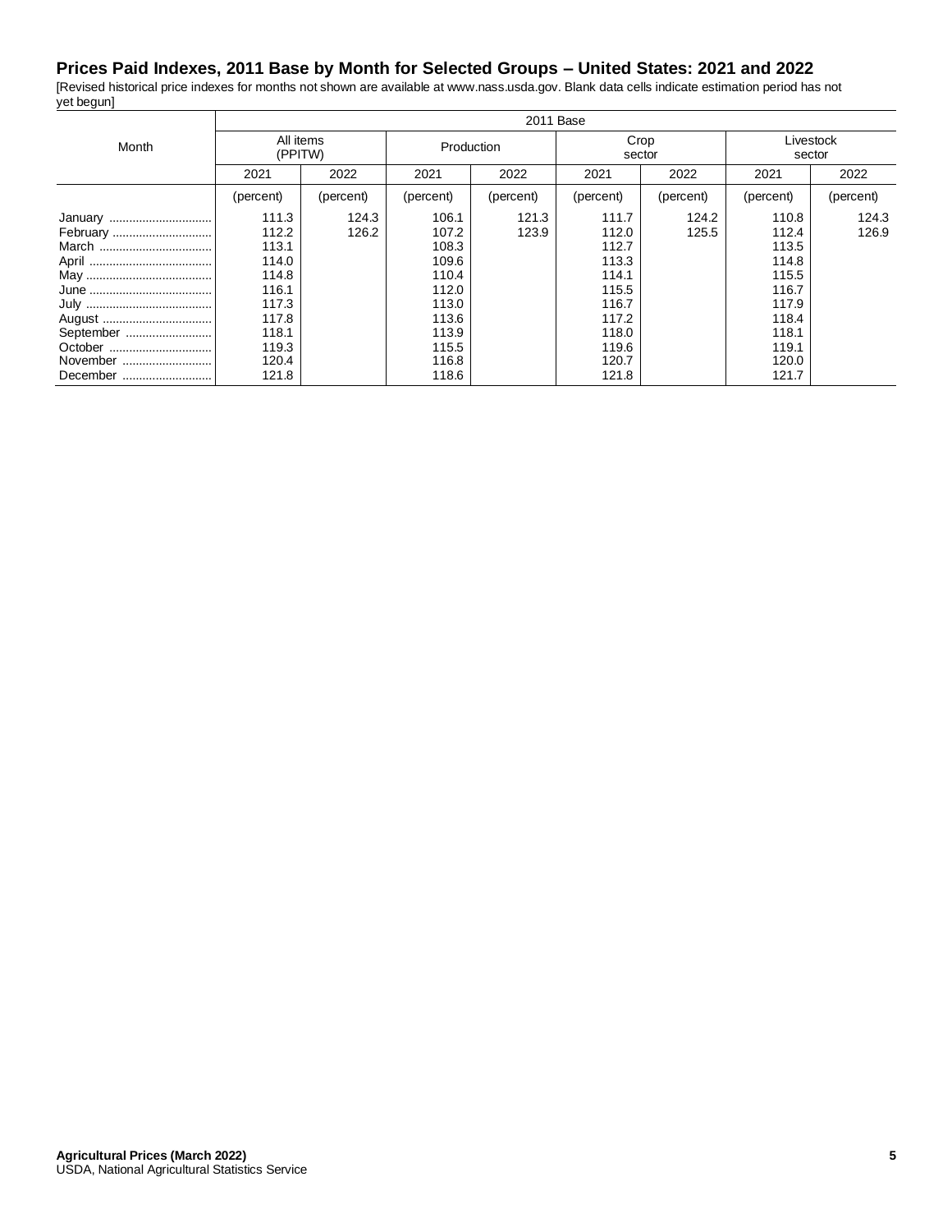## Prices Paid Indexes, 2011 Base by Month for Selected Groups – United States: 2021 and 2022

[Revised historical price indexes for months not shown are available at www.nass.usda.gov. Blank data cells indicate estimation period has not yet begun]

| Month | 2011 Base | | | | | | | |
|---|---|---|---|---|---|---|---|---|
| | All items (PPITW) | | Production | | Crop sector | | Livestock sector | |
| | 2021 | 2022 | 2021 | 2022 | 2021 | 2022 | 2021 | 2022 |
| | (percent) | (percent) | (percent) | (percent) | (percent) | (percent) | (percent) | (percent) |
| January | 111.3 | 124.3 | 106.1 | 121.3 | 111.7 | 124.2 | 110.8 | 124.3 |
| February | 112.2 | 126.2 | 107.2 | 123.9 | 112.0 | 125.5 | 112.4 | 126.9 |
| March | 113.1 | | 108.3 | | 112.7 | | 113.5 | |
| April | 114.0 | | 109.6 | | 113.3 | | 114.8 | |
| May | 114.8 | | 110.4 | | 114.1 | | 115.5 | |
| June | 116.1 | | 112.0 | | 115.5 | | 116.7 | |
| July | 117.3 | | 113.0 | | 116.7 | | 117.9 | |
| August | 117.8 | | 113.6 | | 117.2 | | 118.4 | |
| September | 118.1 | | 113.9 | | 118.0 | | 118.1 | |
| October | 119.3 | | 115.5 | | 119.6 | | 119.1 | |
| November | 120.4 | | 116.8 | | 120.7 | | 120.0 | |
| December | 121.8 | | 118.6 | | 121.8 | | 121.7 | |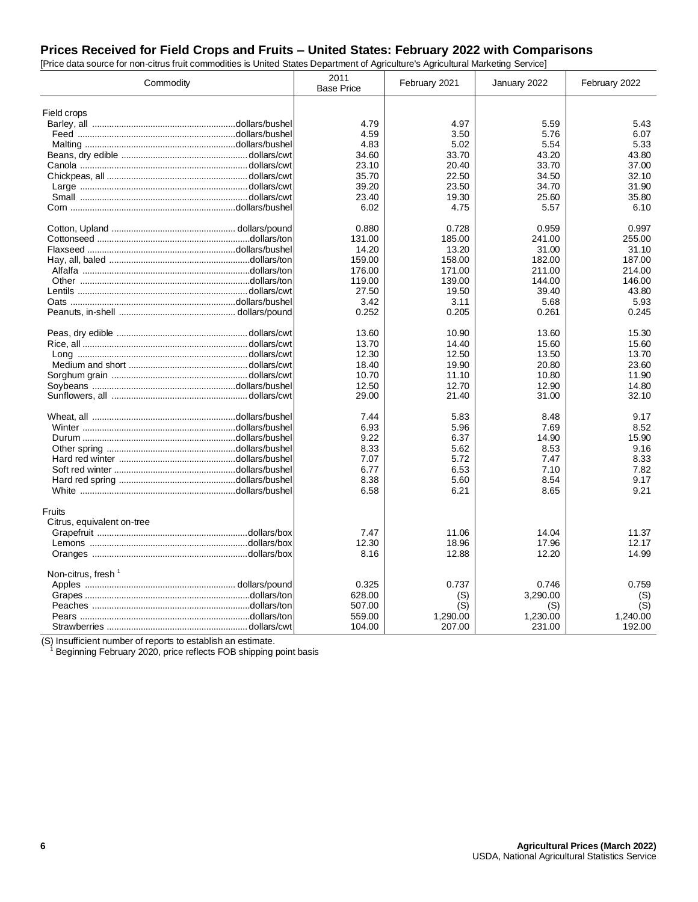## Prices Received for Field Crops and Fruits – United States: February 2022 with Comparisons

[Price data source for non-citrus fruit commodities is United States Department of Agriculture's Agricultural Marketing Service]

| Commodity | 2011 Base Price | February 2021 | January 2022 | February 2022 |
|---|---|---|---|---|
| Field crops | | | | |
| Barley, all ........ dollars/bushel | 4.79 | 4.97 | 5.59 | 5.43 |
| Feed ........ dollars/bushel | 4.59 | 3.50 | 5.76 | 6.07 |
| Malting ........ dollars/bushel | 4.83 | 5.02 | 5.54 | 5.33 |
| Beans, dry edible ........ dollars/cwt | 34.60 | 33.70 | 43.20 | 43.80 |
| Canola ........ dollars/cwt | 23.10 | 20.40 | 33.70 | 37.00 |
| Chickpeas, all ........ dollars/cwt | 35.70 | 22.50 | 34.50 | 32.10 |
| Large ........ dollars/cwt | 39.20 | 23.50 | 34.70 | 31.90 |
| Small ........ dollars/cwt | 23.40 | 19.30 | 25.60 | 35.80 |
| Corn ........ dollars/bushel | 6.02 | 4.75 | 5.57 | 6.10 |
| | | | | |
| Cotton, Upland ........ dollars/pound | 0.880 | 0.728 | 0.959 | 0.997 |
| Cottonseed ........ dollars/ton | 131.00 | 185.00 | 241.00 | 255.00 |
| Flaxseed ........ dollars/bushel | 14.20 | 13.20 | 31.00 | 31.10 |
| Hay, all, baled ........ dollars/ton | 159.00 | 158.00 | 182.00 | 187.00 |
| Alfalfa ........ dollars/ton | 176.00 | 171.00 | 211.00 | 214.00 |
| Other ........ dollars/ton | 119.00 | 139.00 | 144.00 | 146.00 |
| Lentils ........ dollars/cwt | 27.50 | 19.50 | 39.40 | 43.80 |
| Oats ........ dollars/bushel | 3.42 | 3.11 | 5.68 | 5.93 |
| Peanuts, in-shell ........ dollars/pound | 0.252 | 0.205 | 0.261 | 0.245 |
| | | | | |
| Peas, dry edible ........ dollars/cwt | 13.60 | 10.90 | 13.60 | 15.30 |
| Rice, all ........ dollars/cwt | 13.70 | 14.40 | 15.60 | 15.60 |
| Long ........ dollars/cwt | 12.30 | 12.50 | 13.50 | 13.70 |
| Medium and short ........ dollars/cwt | 18.40 | 19.90 | 20.80 | 23.60 |
| Sorghum grain ........ dollars/cwt | 10.70 | 11.10 | 10.80 | 11.90 |
| Soybeans ........ dollars/bushel | 12.50 | 12.70 | 12.90 | 14.80 |
| Sunflowers, all ........ dollars/cwt | 29.00 | 21.40 | 31.00 | 32.10 |
| | | | | |
| Wheat, all ........ dollars/bushel | 7.44 | 5.83 | 8.48 | 9.17 |
| Winter ........ dollars/bushel | 6.93 | 5.96 | 7.69 | 8.52 |
| Durum ........ dollars/bushel | 9.22 | 6.37 | 14.90 | 15.90 |
| Other spring ........ dollars/bushel | 8.33 | 5.62 | 8.53 | 9.16 |
| Hard red winter ........ dollars/bushel | 7.07 | 5.72 | 7.47 | 8.33 |
| Soft red winter ........ dollars/bushel | 6.77 | 6.53 | 7.10 | 7.82 |
| Hard red spring ........ dollars/bushel | 8.38 | 5.60 | 8.54 | 9.17 |
| White ........ dollars/bushel | 6.58 | 6.21 | 8.65 | 9.21 |
| | | | | |
| Fruits | | | | |
| Citrus, equivalent on-tree | | | | |
| Grapefruit ........ dollars/box | 7.47 | 11.06 | 14.04 | 11.37 |
| Lemons ........ dollars/box | 12.30 | 18.96 | 17.96 | 12.17 |
| Oranges ........ dollars/box | 8.16 | 12.88 | 12.20 | 14.99 |
| | | | | |
| Non-citrus, fresh [1] | | | | |
| Apples ........ dollars/pound | 0.325 | 0.737 | 0.746 | 0.759 |
| Grapes ........ dollars/ton | 628.00 | (S) | 3,290.00 | (S) |
| Peaches ........ dollars/ton | 507.00 | (S) | (S) | (S) |
| Pears ........ dollars/ton | 559.00 | 1,290.00 | 1,230.00 | 1,240.00 |
| Strawberries ........ dollars/cwt | 104.00 | 207.00 | 231.00 | 192.00 |

(S) Insufficient number of reports to establish an estimate.
[1] Beginning February 2020, price reflects FOB shipping point basis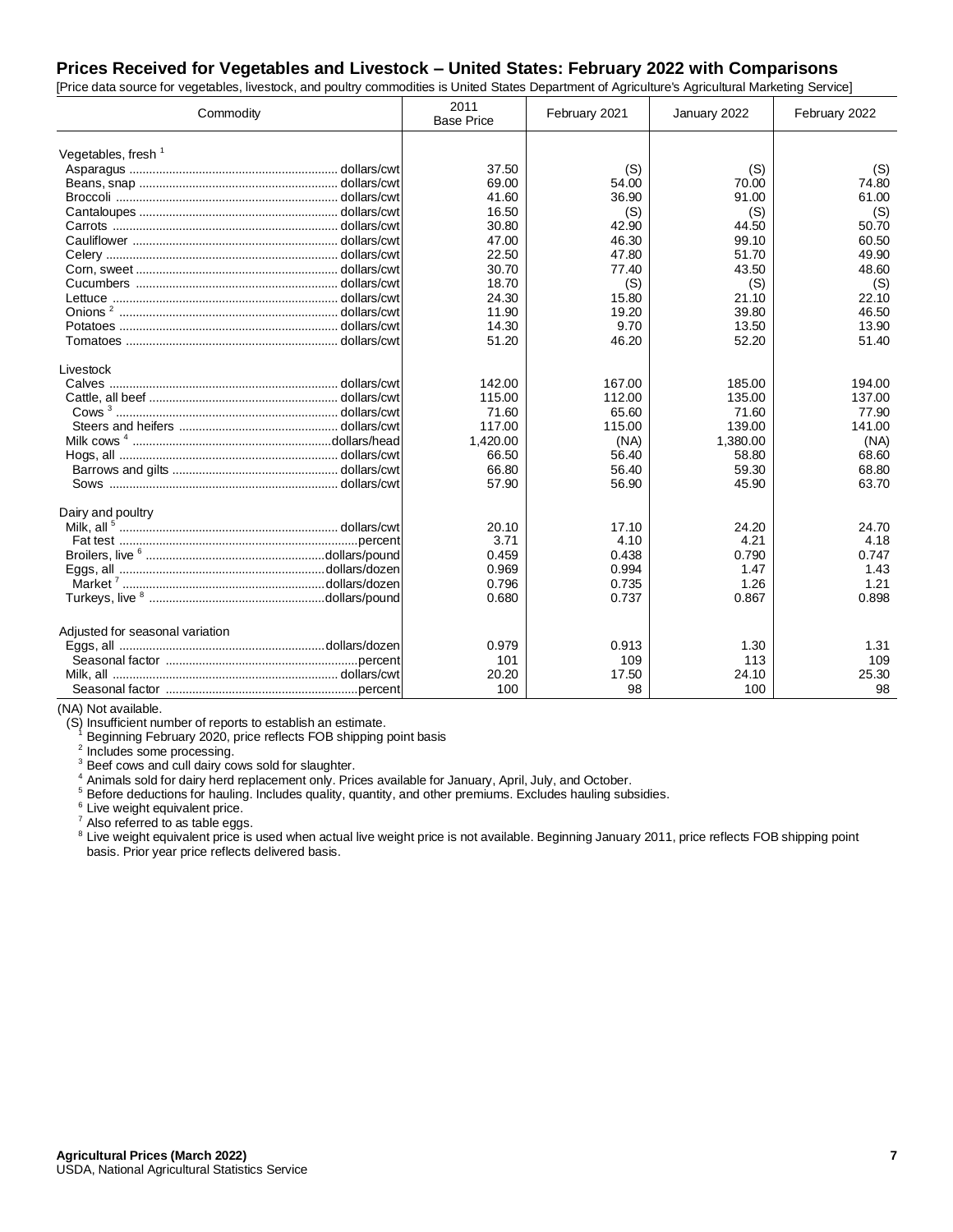## Prices Received for Vegetables and Livestock – United States: February 2022 with Comparisons

[Price data source for vegetables, livestock, and poultry commodities is United States Department of Agriculture's Agricultural Marketing Service]

| Commodity | 2011 Base Price | February 2021 | January 2022 | February 2022 |
|---|---|---|---|---|
| Vegetables, fresh [1] | | | | |
| Asparagus ............ dollars/cwt | 37.50 | (S) | (S) | (S) |
| Beans, snap ............ dollars/cwt | 69.00 | 54.00 | 70.00 | 74.80 |
| Broccoli ............ dollars/cwt | 41.60 | 36.90 | 91.00 | 61.00 |
| Cantaloupes ............ dollars/cwt | 16.50 | (S) | (S) | (S) |
| Carrots ............ dollars/cwt | 30.80 | 42.90 | 44.50 | 50.70 |
| Cauliflower ............ dollars/cwt | 47.00 | 46.30 | 99.10 | 60.50 |
| Celery ............ dollars/cwt | 22.50 | 47.80 | 51.70 | 49.90 |
| Corn, sweet ............ dollars/cwt | 30.70 | 77.40 | 43.50 | 48.60 |
| Cucumbers ............ dollars/cwt | 18.70 | (S) | (S) | (S) |
| Lettuce ............ dollars/cwt | 24.30 | 15.80 | 21.10 | 22.10 |
| Onions [2] ............ dollars/cwt | 11.90 | 19.20 | 39.80 | 46.50 |
| Potatoes ............ dollars/cwt | 14.30 | 9.70 | 13.50 | 13.90 |
| Tomatoes ............ dollars/cwt | 51.20 | 46.20 | 52.20 | 51.40 |
| Livestock | | | | |
| Calves ............ dollars/cwt | 142.00 | 167.00 | 185.00 | 194.00 |
| Cattle, all beef ............ dollars/cwt | 115.00 | 112.00 | 135.00 | 137.00 |
| Cows [3] ............ dollars/cwt | 71.60 | 65.60 | 71.60 | 77.90 |
| Steers and heifers ............ dollars/cwt | 117.00 | 115.00 | 139.00 | 141.00 |
| Milk cows [4] ............ dollars/head | 1,420.00 | (NA) | 1,380.00 | (NA) |
| Hogs, all ............ dollars/cwt | 66.50 | 56.40 | 58.80 | 68.60 |
| Barrows and gilts ............ dollars/cwt | 66.80 | 56.40 | 59.30 | 68.80 |
| Sows ............ dollars/cwt | 57.90 | 56.90 | 45.90 | 63.70 |
| Dairy and poultry | | | | |
| Milk, all [5] ............ dollars/cwt | 20.10 | 17.10 | 24.20 | 24.70 |
| Fat test ............ percent | 3.71 | 4.10 | 4.21 | 4.18 |
| Broilers, live [6] ............ dollars/pound | 0.459 | 0.438 | 0.790 | 0.747 |
| Eggs, all ............ dollars/dozen | 0.969 | 0.994 | 1.47 | 1.43 |
| Market [7] ............ dollars/dozen | 0.796 | 0.735 | 1.26 | 1.21 |
| Turkeys, live [8] ............ dollars/pound | 0.680 | 0.737 | 0.867 | 0.898 |
| Adjusted for seasonal variation | | | | |
| Eggs, all ............ dollars/dozen | 0.979 | 0.913 | 1.30 | 1.31 |
| Seasonal factor ............ percent | 101 | 109 | 113 | 109 |
| Milk, all ............ dollars/cwt | 20.20 | 17.50 | 24.10 | 25.30 |
| Seasonal factor ............ percent | 100 | 98 | 100 | 98 |

(NA) Not available.
(S) Insufficient number of reports to establish an estimate.
[1] Beginning February 2020, price reflects FOB shipping point basis
[2] Includes some processing.
[3] Beef cows and cull dairy cows sold for slaughter.
[4] Animals sold for dairy herd replacement only. Prices available for January, April, July, and October.
[5] Before deductions for hauling. Includes quality, quantity, and other premiums. Excludes hauling subsidies.
[6] Live weight equivalent price.
[7] Also referred to as table eggs.
[8] Live weight equivalent price is used when actual live weight price is not available. Beginning January 2011, price reflects FOB shipping point basis. Prior year price reflects delivered basis.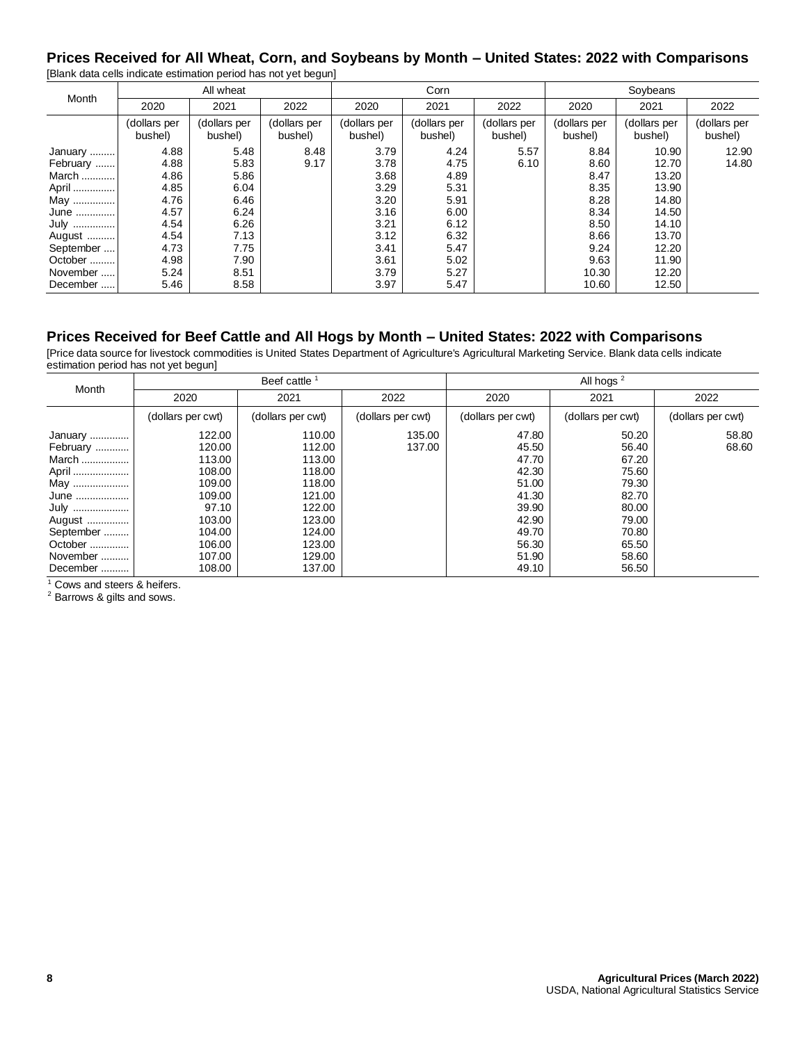## Prices Received for All Wheat, Corn, and Soybeans by Month – United States: 2022 with Comparisons

[Blank data cells indicate estimation period has not yet begun]

| Month | All wheat | | | Corn | | | Soybeans | | |
|---|---|---|---|---|---|---|---|---|---|
| | 2020 | 2021 | 2022 | 2020 | 2021 | 2022 | 2020 | 2021 | 2022 |
| | (dollars per bushel) | (dollars per bushel) | (dollars per bushel) | (dollars per bushel) | (dollars per bushel) | (dollars per bushel) | (dollars per bushel) | (dollars per bushel) | (dollars per bushel) |
| January | 4.88 | 5.48 | 8.48 | 3.79 | 4.24 | 5.57 | 8.84 | 10.90 | 12.90 |
| February | 4.88 | 5.83 | 9.17 | 3.78 | 4.75 | 6.10 | 8.60 | 12.70 | 14.80 |
| March | 4.86 | 5.86 | | 3.68 | 4.89 | | 8.47 | 13.20 | |
| April | 4.85 | 6.04 | | 3.29 | 5.31 | | 8.35 | 13.90 | |
| May | 4.76 | 6.46 | | 3.20 | 5.91 | | 8.28 | 14.80 | |
| June | 4.57 | 6.24 | | 3.16 | 6.00 | | 8.34 | 14.50 | |
| July | 4.54 | 6.26 | | 3.21 | 6.12 | | 8.50 | 14.10 | |
| August | 4.54 | 7.13 | | 3.12 | 6.32 | | 8.66 | 13.70 | |
| September | 4.73 | 7.75 | | 3.41 | 5.47 | | 9.24 | 12.20 | |
| October | 4.98 | 7.90 | | 3.61 | 5.02 | | 9.63 | 11.90 | |
| November | 5.24 | 8.51 | | 3.79 | 5.27 | | 10.30 | 12.20 | |
| December | 5.46 | 8.58 | | 3.97 | 5.47 | | 10.60 | 12.50 | |

## Prices Received for Beef Cattle and All Hogs by Month – United States: 2022 with Comparisons

[Price data source for livestock commodities is United States Department of Agriculture's Agricultural Marketing Service. Blank data cells indicate estimation period has not yet begun]

| Month | Beef cattle [1] | | | All hogs [2] | | |
|---|---|---|---|---|---|---|
| | 2020 | 2021 | 2022 | 2020 | 2021 | 2022 |
| | (dollars per cwt) | (dollars per cwt) | (dollars per cwt) | (dollars per cwt) | (dollars per cwt) | (dollars per cwt) |
| January | 122.00 | 110.00 | 135.00 | 47.80 | 50.20 | 58.80 |
| February | 120.00 | 112.00 | 137.00 | 45.50 | 56.40 | 68.60 |
| March | 113.00 | 113.00 | | 47.70 | 67.20 | |
| April | 108.00 | 118.00 | | 42.30 | 75.60 | |
| May | 109.00 | 118.00 | | 51.00 | 79.30 | |
| June | 109.00 | 121.00 | | 41.30 | 82.70 | |
| July | 97.10 | 122.00 | | 39.90 | 80.00 | |
| August | 103.00 | 123.00 | | 42.90 | 79.00 | |
| September | 104.00 | 124.00 | | 49.70 | 70.80 | |
| October | 106.00 | 123.00 | | 56.30 | 65.50 | |
| November | 107.00 | 129.00 | | 51.90 | 58.60 | |
| December | 108.00 | 137.00 | | 49.10 | 56.50 | |

[1] Cows and steers & heifers.
[2] Barrows & gilts and sows.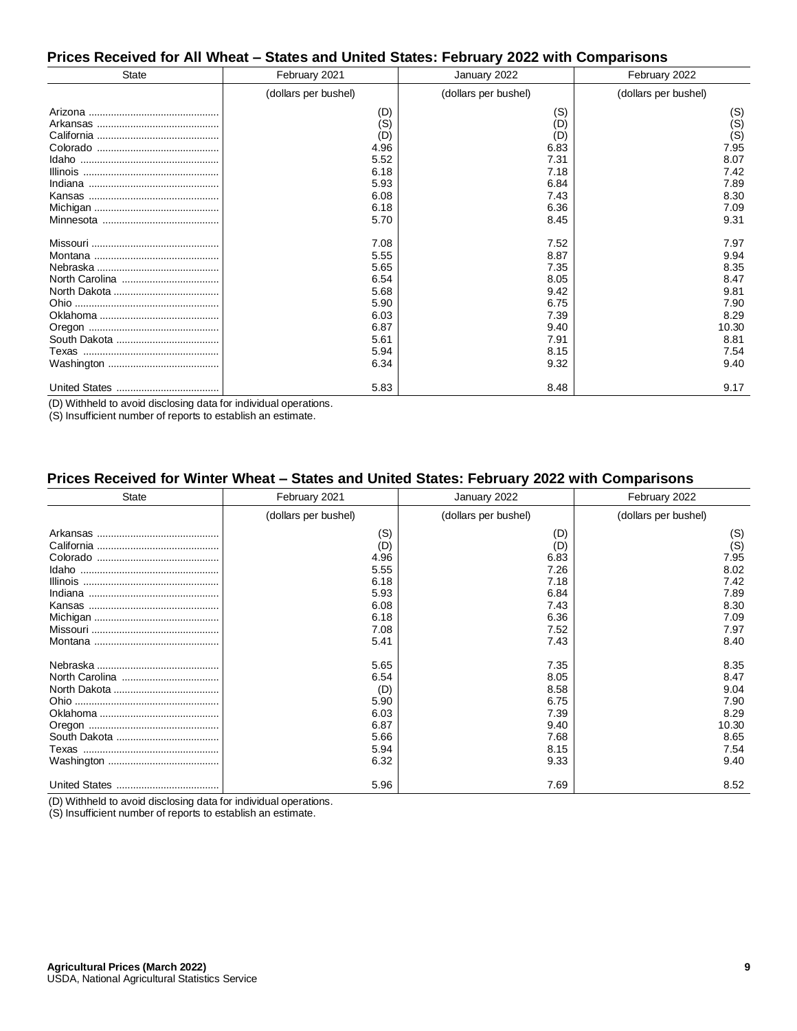## Prices Received for All Wheat – States and United States: February 2022 with Comparisons

| State | February 2021 | January 2022 | February 2022 |
|---|---|---|---|
| | (dollars per bushel) | (dollars per bushel) | (dollars per bushel) |
| Arizona | (D) | (S) | (S) |
| Arkansas | (S) | (D) | (S) |
| California | (D) | (D) | (S) |
| Colorado | 4.96 | 6.83 | 7.95 |
| Idaho | 5.52 | 7.31 | 8.07 |
| Illinois | 6.18 | 7.18 | 7.42 |
| Indiana | 5.93 | 6.84 | 7.89 |
| Kansas | 6.08 | 7.43 | 8.30 |
| Michigan | 6.18 | 6.36 | 7.09 |
| Minnesota | 5.70 | 8.45 | 9.31 |
| Missouri | 7.08 | 7.52 | 7.97 |
| Montana | 5.55 | 8.87 | 9.94 |
| Nebraska | 5.65 | 7.35 | 8.35 |
| North Carolina | 6.54 | 8.05 | 8.47 |
| North Dakota | 5.68 | 9.42 | 9.81 |
| Ohio | 5.90 | 6.75 | 7.90 |
| Oklahoma | 6.03 | 7.39 | 8.29 |
| Oregon | 6.87 | 9.40 | 10.30 |
| South Dakota | 5.61 | 7.91 | 8.81 |
| Texas | 5.94 | 8.15 | 7.54 |
| Washington | 6.34 | 9.32 | 9.40 |
| United States | 5.83 | 8.48 | 9.17 |

(D) Withheld to avoid disclosing data for individual operations.
(S) Insufficient number of reports to establish an estimate.

## Prices Received for Winter Wheat – States and United States: February 2022 with Comparisons

| State | February 2021 | January 2022 | February 2022 |
|---|---|---|---|
| | (dollars per bushel) | (dollars per bushel) | (dollars per bushel) |
| Arkansas | (S) | (D) | (S) |
| California | (D) | (D) | (S) |
| Colorado | 4.96 | 6.83 | 7.95 |
| Idaho | 5.55 | 7.26 | 8.02 |
| Illinois | 6.18 | 7.18 | 7.42 |
| Indiana | 5.93 | 6.84 | 7.89 |
| Kansas | 6.08 | 7.43 | 8.30 |
| Michigan | 6.18 | 6.36 | 7.09 |
| Missouri | 7.08 | 7.52 | 7.97 |
| Montana | 5.41 | 7.43 | 8.40 |
| Nebraska | 5.65 | 7.35 | 8.35 |
| North Carolina | 6.54 | 8.05 | 8.47 |
| North Dakota | (D) | 8.58 | 9.04 |
| Ohio | 5.90 | 6.75 | 7.90 |
| Oklahoma | 6.03 | 7.39 | 8.29 |
| Oregon | 6.87 | 9.40 | 10.30 |
| South Dakota | 5.66 | 7.68 | 8.65 |
| Texas | 5.94 | 8.15 | 7.54 |
| Washington | 6.32 | 9.33 | 9.40 |
| United States | 5.96 | 7.69 | 8.52 |

(D) Withheld to avoid disclosing data for individual operations.
(S) Insufficient number of reports to establish an estimate.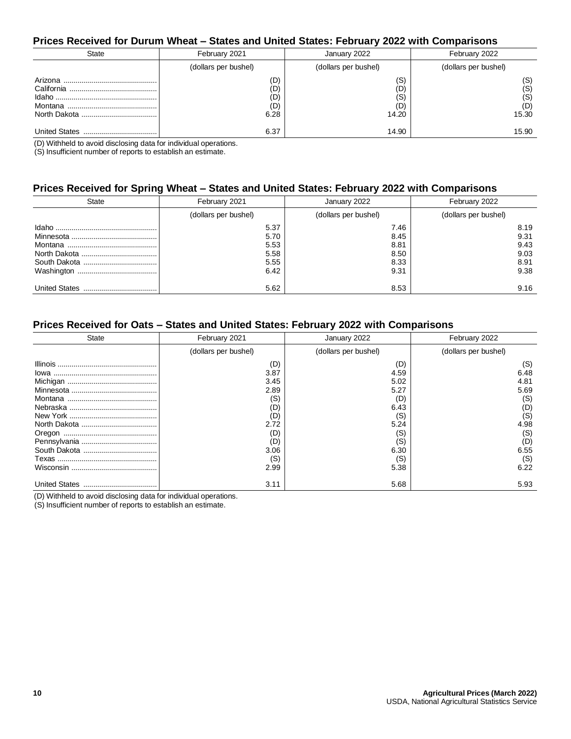## Prices Received for Durum Wheat – States and United States: February 2022 with Comparisons

| State | February 2021 | January 2022 | February 2022 |
|---|---|---|---|
| | (dollars per bushel) | (dollars per bushel) | (dollars per bushel) |
| Arizona | (D) | (S) | (S) |
| California | (D) | (D) | (S) |
| Idaho | (D) | (S) | (S) |
| Montana | (D) | (D) | (D) |
| North Dakota | 6.28 | 14.20 | 15.30 |
| United States | 6.37 | 14.90 | 15.90 |

(D) Withheld to avoid disclosing data for individual operations.
(S) Insufficient number of reports to establish an estimate.

## Prices Received for Spring Wheat – States and United States: February 2022 with Comparisons

| State | February 2021 | January 2022 | February 2022 |
|---|---|---|---|
| | (dollars per bushel) | (dollars per bushel) | (dollars per bushel) |
| Idaho | 5.37 | 7.46 | 8.19 |
| Minnesota | 5.70 | 8.45 | 9.31 |
| Montana | 5.53 | 8.81 | 9.43 |
| North Dakota | 5.58 | 8.50 | 9.03 |
| South Dakota | 5.55 | 8.33 | 8.91 |
| Washington | 6.42 | 9.31 | 9.38 |
| United States | 5.62 | 8.53 | 9.16 |

## Prices Received for Oats – States and United States: February 2022 with Comparisons

| State | February 2021 | January 2022 | February 2022 |
|---|---|---|---|
| | (dollars per bushel) | (dollars per bushel) | (dollars per bushel) |
| Illinois | (D) | (D) | (S) |
| Iowa | 3.87 | 4.59 | 6.48 |
| Michigan | 3.45 | 5.02 | 4.81 |
| Minnesota | 2.89 | 5.27 | 5.69 |
| Montana | (S) | (D) | (S) |
| Nebraska | (D) | 6.43 | (D) |
| New York | (D) | (S) | (S) |
| North Dakota | 2.72 | 5.24 | 4.98 |
| Oregon | (D) | (S) | (S) |
| Pennsylvania | (D) | (S) | (D) |
| South Dakota | 3.06 | 6.30 | 6.55 |
| Texas | (S) | (S) | (S) |
| Wisconsin | 2.99 | 5.38 | 6.22 |
| United States | 3.11 | 5.68 | 5.93 |

(D) Withheld to avoid disclosing data for individual operations.
(S) Insufficient number of reports to establish an estimate.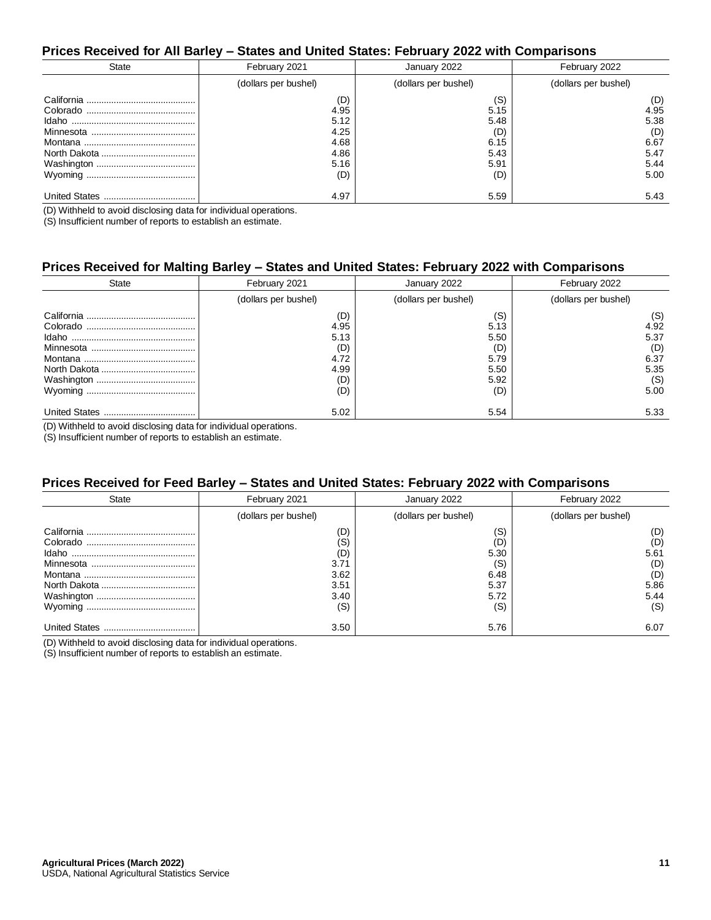## Prices Received for All Barley – States and United States: February 2022 with Comparisons

| State | February 2021 | January 2022 | February 2022 |
|---|---|---|---|
| | (dollars per bushel) | (dollars per bushel) | (dollars per bushel) |
| California | (D) | (S) | (D) |
| Colorado | 4.95 | 5.15 | 4.95 |
| Idaho | 5.12 | 5.48 | 5.38 |
| Minnesota | 4.25 | (D) | (D) |
| Montana | 4.68 | 6.15 | 6.67 |
| North Dakota | 4.86 | 5.43 | 5.47 |
| Washington | 5.16 | 5.91 | 5.44 |
| Wyoming | (D) | (D) | 5.00 |
| United States | 4.97 | 5.59 | 5.43 |

(D) Withheld to avoid disclosing data for individual operations.
(S) Insufficient number of reports to establish an estimate.

## Prices Received for Malting Barley – States and United States: February 2022 with Comparisons

| State | February 2021 | January 2022 | February 2022 |
|---|---|---|---|
| | (dollars per bushel) | (dollars per bushel) | (dollars per bushel) |
| California | (D) | (S) | (S) |
| Colorado | 4.95 | 5.13 | 4.92 |
| Idaho | 5.13 | 5.50 | 5.37 |
| Minnesota | (D) | (D) | (D) |
| Montana | 4.72 | 5.79 | 6.37 |
| North Dakota | 4.99 | 5.50 | 5.35 |
| Washington | (D) | 5.92 | (S) |
| Wyoming | (D) | (D) | 5.00 |
| United States | 5.02 | 5.54 | 5.33 |

(D) Withheld to avoid disclosing data for individual operations.
(S) Insufficient number of reports to establish an estimate.

## Prices Received for Feed Barley – States and United States: February 2022 with Comparisons

| State | February 2021 | January 2022 | February 2022 |
|---|---|---|---|
| | (dollars per bushel) | (dollars per bushel) | (dollars per bushel) |
| California | (D) | (S) | (D) |
| Colorado | (S) | (D) | (D) |
| Idaho | (D) | 5.30 | 5.61 |
| Minnesota | 3.71 | (S) | (D) |
| Montana | 3.62 | 6.48 | (D) |
| North Dakota | 3.51 | 5.37 | 5.86 |
| Washington | 3.40 | 5.72 | 5.44 |
| Wyoming | (S) | (S) | (S) |
| United States | 3.50 | 5.76 | 6.07 |

(D) Withheld to avoid disclosing data for individual operations.
(S) Insufficient number of reports to establish an estimate.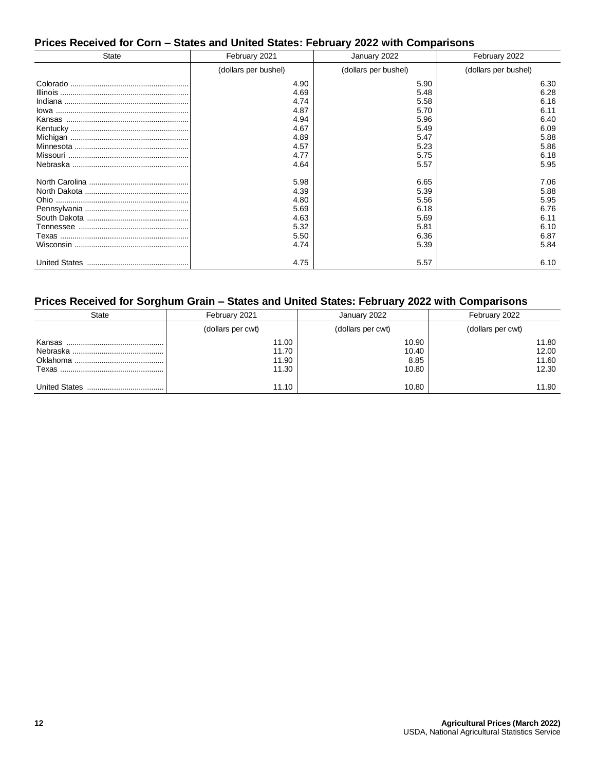## Prices Received for Corn – States and United States: February 2022 with Comparisons

| State | February 2021 | January 2022 | February 2022 |
|---|---|---|---|
| | (dollars per bushel) | (dollars per bushel) | (dollars per bushel) |
| Colorado | 4.90 | 5.90 | 6.30 |
| Illinois | 4.69 | 5.48 | 6.28 |
| Indiana | 4.74 | 5.58 | 6.16 |
| Iowa | 4.87 | 5.70 | 6.11 |
| Kansas | 4.94 | 5.96 | 6.40 |
| Kentucky | 4.67 | 5.49 | 6.09 |
| Michigan | 4.89 | 5.47 | 5.88 |
| Minnesota | 4.57 | 5.23 | 5.86 |
| Missouri | 4.77 | 5.75 | 6.18 |
| Nebraska | 4.64 | 5.57 | 5.95 |
| | | | |
| North Carolina | 5.98 | 6.65 | 7.06 |
| North Dakota | 4.39 | 5.39 | 5.88 |
| Ohio | 4.80 | 5.56 | 5.95 |
| Pennsylvania | 5.69 | 6.18 | 6.76 |
| South Dakota | 4.63 | 5.69 | 6.11 |
| Tennessee | 5.32 | 5.81 | 6.10 |
| Texas | 5.50 | 6.36 | 6.87 |
| Wisconsin | 4.74 | 5.39 | 5.84 |
| | | | |
| United States | 4.75 | 5.57 | 6.10 |

## Prices Received for Sorghum Grain – States and United States: February 2022 with Comparisons

| State | February 2021 | January 2022 | February 2022 |
|---|---|---|---|
| | (dollars per cwt) | (dollars per cwt) | (dollars per cwt) |
| Kansas | 11.00 | 10.90 | 11.80 |
| Nebraska | 11.70 | 10.40 | 12.00 |
| Oklahoma | 11.90 | 8.85 | 11.60 |
| Texas | 11.30 | 10.80 | 12.30 |
| | | | |
| United States | 11.10 | 10.80 | 11.90 |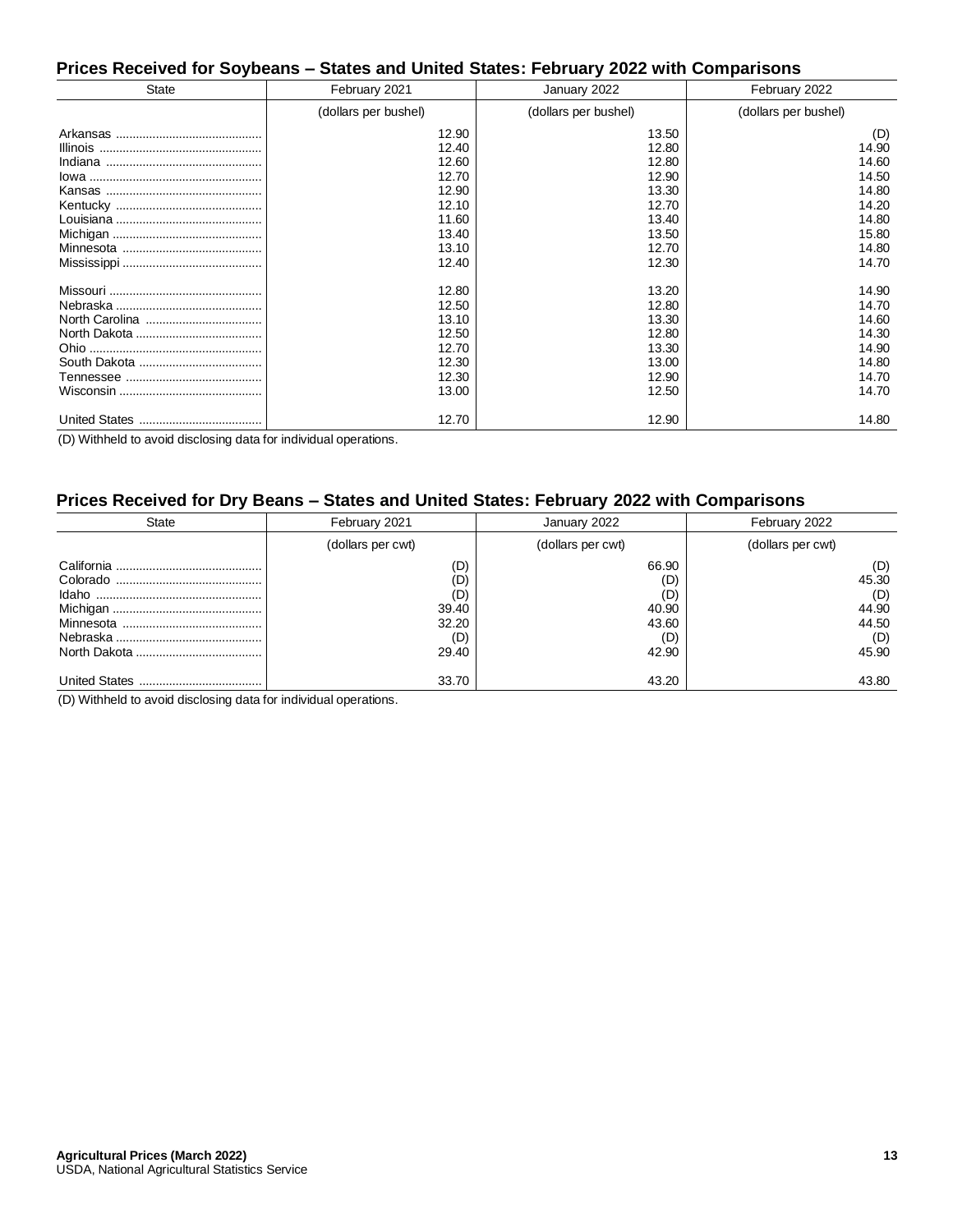## Prices Received for Soybeans – States and United States: February 2022 with Comparisons

| State | February 2021 | January 2022 | February 2022 |
|---|---|---|---|
| | (dollars per bushel) | (dollars per bushel) | (dollars per bushel) |
| Arkansas | 12.90 | 13.50 | (D) |
| Illinois | 12.40 | 12.80 | 14.90 |
| Indiana | 12.60 | 12.80 | 14.60 |
| Iowa | 12.70 | 12.90 | 14.50 |
| Kansas | 12.90 | 13.30 | 14.80 |
| Kentucky | 12.10 | 12.70 | 14.20 |
| Louisiana | 11.60 | 13.40 | 14.80 |
| Michigan | 13.40 | 13.50 | 15.80 |
| Minnesota | 13.10 | 12.70 | 14.80 |
| Mississippi | 12.40 | 12.30 | 14.70 |
| Missouri | 12.80 | 13.20 | 14.90 |
| Nebraska | 12.50 | 12.80 | 14.70 |
| North Carolina | 13.10 | 13.30 | 14.60 |
| North Dakota | 12.50 | 12.80 | 14.30 |
| Ohio | 12.70 | 13.30 | 14.90 |
| South Dakota | 12.30 | 13.00 | 14.80 |
| Tennessee | 12.30 | 12.90 | 14.70 |
| Wisconsin | 13.00 | 12.50 | 14.70 |
| United States | 12.70 | 12.90 | 14.80 |

(D) Withheld to avoid disclosing data for individual operations.

## Prices Received for Dry Beans – States and United States: February 2022 with Comparisons

| State | February 2021 | January 2022 | February 2022 |
|---|---|---|---|
| | (dollars per cwt) | (dollars per cwt) | (dollars per cwt) |
| California | (D) | 66.90 | (D) |
| Colorado | (D) | (D) | 45.30 |
| Idaho | (D) | (D) | (D) |
| Michigan | 39.40 | 40.90 | 44.90 |
| Minnesota | 32.20 | 43.60 | 44.50 |
| Nebraska | (D) | (D) | (D) |
| North Dakota | 29.40 | 42.90 | 45.90 |
| United States | 33.70 | 43.20 | 43.80 |

(D) Withheld to avoid disclosing data for individual operations.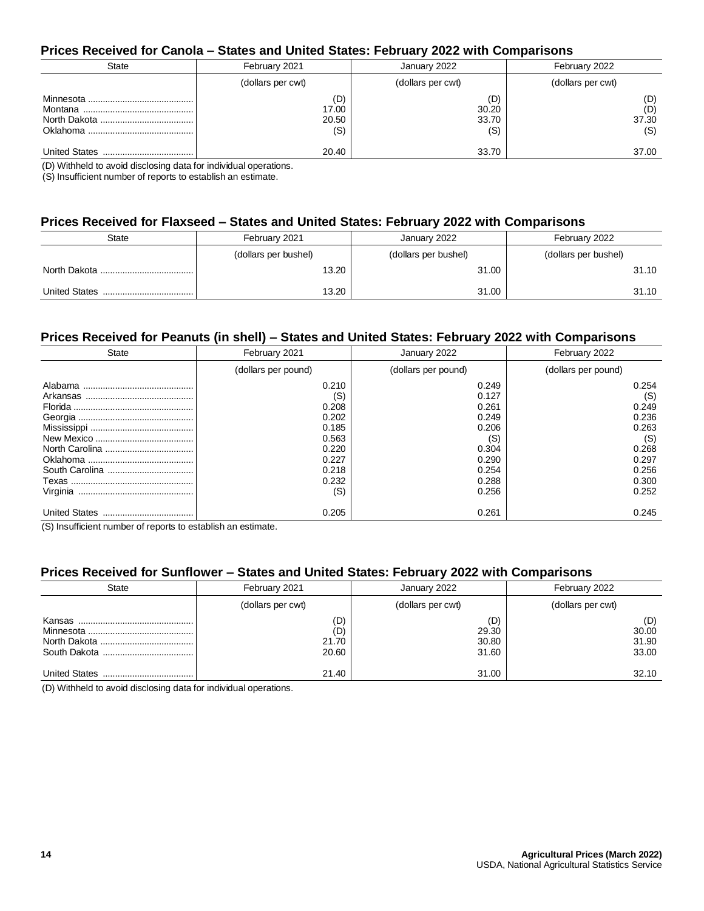## Prices Received for Canola – States and United States: February 2022 with Comparisons

| State | February 2021 | January 2022 | February 2022 |
|---|---|---|---|
| | (dollars per cwt) | (dollars per cwt) | (dollars per cwt) |
| Minnesota | (D) | (D) | (D) |
| Montana | 17.00 | 30.20 | (D) |
| North Dakota | 20.50 | 33.70 | 37.30 |
| Oklahoma | (S) | (S) | (S) |
| United States | 20.40 | 33.70 | 37.00 |

(D) Withheld to avoid disclosing data for individual operations.
(S) Insufficient number of reports to establish an estimate.

## Prices Received for Flaxseed – States and United States: February 2022 with Comparisons

| State | February 2021 | January 2022 | February 2022 |
|---|---|---|---|
| | (dollars per bushel) | (dollars per bushel) | (dollars per bushel) |
| North Dakota | 13.20 | 31.00 | 31.10 |
| United States | 13.20 | 31.00 | 31.10 |

## Prices Received for Peanuts (in shell) – States and United States: February 2022 with Comparisons

| State | February 2021 | January 2022 | February 2022 |
|---|---|---|---|
| | (dollars per pound) | (dollars per pound) | (dollars per pound) |
| Alabama | 0.210 | 0.249 | 0.254 |
| Arkansas | (S) | 0.127 | (S) |
| Florida | 0.208 | 0.261 | 0.249 |
| Georgia | 0.202 | 0.249 | 0.236 |
| Mississippi | 0.185 | 0.206 | 0.263 |
| New Mexico | 0.563 | (S) | (S) |
| North Carolina | 0.220 | 0.304 | 0.268 |
| Oklahoma | 0.227 | 0.290 | 0.297 |
| South Carolina | 0.218 | 0.254 | 0.256 |
| Texas | 0.232 | 0.288 | 0.300 |
| Virginia | (S) | 0.256 | 0.252 |
| United States | 0.205 | 0.261 | 0.245 |

(S) Insufficient number of reports to establish an estimate.

## Prices Received for Sunflower – States and United States: February 2022 with Comparisons

| State | February 2021 | January 2022 | February 2022 |
|---|---|---|---|
| | (dollars per cwt) | (dollars per cwt) | (dollars per cwt) |
| Kansas | (D) | (D) | (D) |
| Minnesota | (D) | 29.30 | 30.00 |
| North Dakota | 21.70 | 30.80 | 31.90 |
| South Dakota | 20.60 | 31.60 | 33.00 |
| United States | 21.40 | 31.00 | 32.10 |

(D) Withheld to avoid disclosing data for individual operations.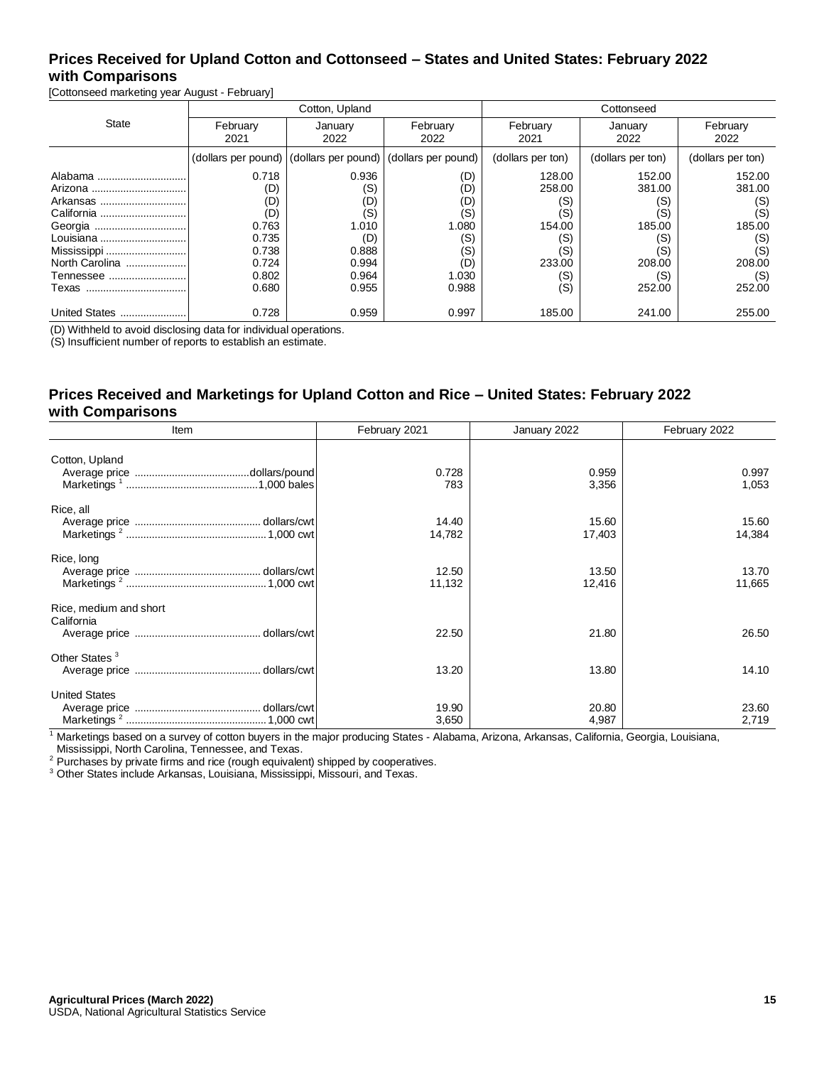## Prices Received for Upland Cotton and Cottonseed – States and United States: February 2022 with Comparisons

[Cottonseed marketing year August - February]

| State | Cotton, Upland | | | Cottonseed | | |
|---|---|---|---|---|---|---|
| | February 2021 | January 2022 | February 2022 | February 2021 | January 2022 | February 2022 |
| | (dollars per pound) | (dollars per pound) | (dollars per pound) | (dollars per ton) | (dollars per ton) | (dollars per ton) |
| Alabama | 0.718 | 0.936 | (D) | 128.00 | 152.00 | 152.00 |
| Arizona | (D) | (S) | (D) | 258.00 | 381.00 | 381.00 |
| Arkansas | (D) | (D) | (D) | (S) | (S) | (S) |
| California | (D) | (S) | (S) | (S) | (S) | (S) |
| Georgia | 0.763 | 1.010 | 1.080 | 154.00 | 185.00 | 185.00 |
| Louisiana | 0.735 | (D) | (S) | (S) | (S) | (S) |
| Mississippi | 0.738 | 0.888 | (S) | (S) | (S) | (S) |
| North Carolina | 0.724 | 0.994 | (D) | 233.00 | 208.00 | 208.00 |
| Tennessee | 0.802 | 0.964 | 1.030 | (S) | (S) | (S) |
| Texas | 0.680 | 0.955 | 0.988 | (S) | 252.00 | 252.00 |
| United States | 0.728 | 0.959 | 0.997 | 185.00 | 241.00 | 255.00 |

(D) Withheld to avoid disclosing data for individual operations.
(S) Insufficient number of reports to establish an estimate.

## Prices Received and Marketings for Upland Cotton and Rice – United States: February 2022 with Comparisons

| Item | February 2021 | January 2022 | February 2022 |
|---|---|---|---|
| Cotton, Upland | | | |
| Average price ....dollars/pound | 0.728 | 0.959 | 0.997 |
| Marketings [1] ....1,000 bales | 783 | 3,356 | 1,053 |
| Rice, all | | | |
| Average price .... dollars/cwt | 14.40 | 15.60 | 15.60 |
| Marketings [2] .... 1,000 cwt | 14,782 | 17,403 | 14,384 |
| Rice, long | | | |
| Average price .... dollars/cwt | 12.50 | 13.50 | 13.70 |
| Marketings [2] .... 1,000 cwt | 11,132 | 12,416 | 11,665 |
| Rice, medium and short | | | |
| California | | | |
| Average price .... dollars/cwt | 22.50 | 21.80 | 26.50 |
| Other States [3] | | | |
| Average price .... dollars/cwt | 13.20 | 13.80 | 14.10 |
| United States | | | |
| Average price .... dollars/cwt | 19.90 | 20.80 | 23.60 |
| Marketings [2] .... 1,000 cwt | 3,650 | 4,987 | 2,719 |

[1] Marketings based on a survey of cotton buyers in the major producing States - Alabama, Arizona, Arkansas, California, Georgia, Louisiana, Mississippi, North Carolina, Tennessee, and Texas.
[2] Purchases by private firms and rice (rough equivalent) shipped by cooperatives.
[3] Other States include Arkansas, Louisiana, Mississippi, Missouri, and Texas.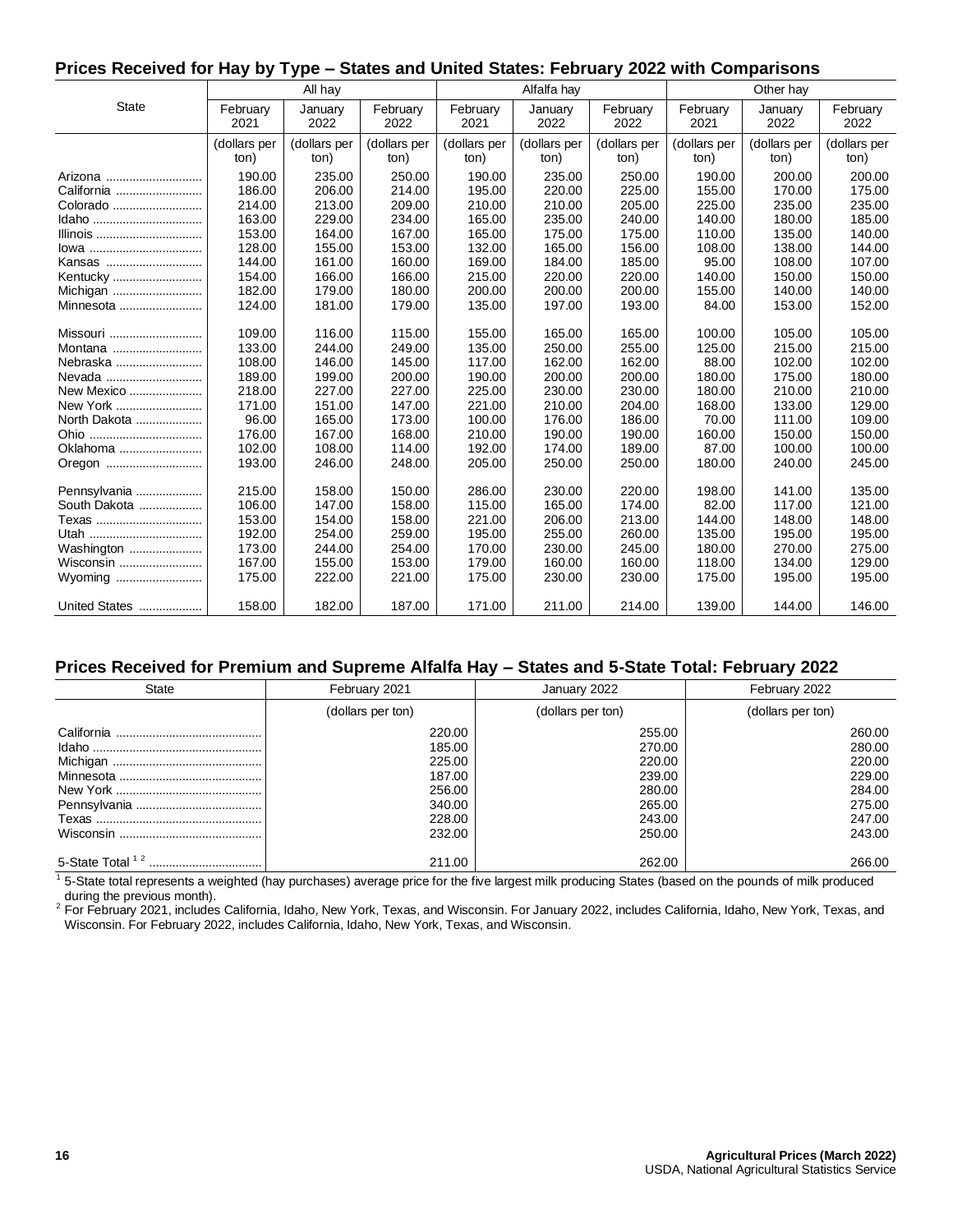## Prices Received for Hay by Type – States and United States: February 2022 with Comparisons

| State | All hay | | | Alfalfa hay | | | Other hay | | |
|---|---|---|---|---|---|---|---|---|---|
| | February 2021 | January 2022 | February 2022 | February 2021 | January 2022 | February 2022 | February 2021 | January 2022 | February 2022 |
| | (dollars per ton) | (dollars per ton) | (dollars per ton) | (dollars per ton) | (dollars per ton) | (dollars per ton) | (dollars per ton) | (dollars per ton) | (dollars per ton) |
| Arizona | 190.00 | 235.00 | 250.00 | 190.00 | 235.00 | 250.00 | 190.00 | 200.00 | 200.00 |
| California | 186.00 | 206.00 | 214.00 | 195.00 | 220.00 | 225.00 | 155.00 | 170.00 | 175.00 |
| Colorado | 214.00 | 213.00 | 209.00 | 210.00 | 210.00 | 205.00 | 225.00 | 235.00 | 235.00 |
| Idaho | 163.00 | 229.00 | 234.00 | 165.00 | 235.00 | 240.00 | 140.00 | 180.00 | 185.00 |
| Illinois | 153.00 | 164.00 | 167.00 | 165.00 | 175.00 | 175.00 | 110.00 | 135.00 | 140.00 |
| Iowa | 128.00 | 155.00 | 153.00 | 132.00 | 165.00 | 156.00 | 108.00 | 138.00 | 144.00 |
| Kansas | 144.00 | 161.00 | 160.00 | 169.00 | 184.00 | 185.00 | 95.00 | 108.00 | 107.00 |
| Kentucky | 154.00 | 166.00 | 166.00 | 215.00 | 220.00 | 220.00 | 140.00 | 150.00 | 150.00 |
| Michigan | 182.00 | 179.00 | 180.00 | 200.00 | 200.00 | 200.00 | 155.00 | 140.00 | 140.00 |
| Minnesota | 124.00 | 181.00 | 179.00 | 135.00 | 197.00 | 193.00 | 84.00 | 153.00 | 152.00 |
| Missouri | 109.00 | 116.00 | 115.00 | 155.00 | 165.00 | 165.00 | 100.00 | 105.00 | 105.00 |
| Montana | 133.00 | 244.00 | 249.00 | 135.00 | 250.00 | 255.00 | 125.00 | 215.00 | 215.00 |
| Nebraska | 108.00 | 146.00 | 145.00 | 117.00 | 162.00 | 162.00 | 88.00 | 102.00 | 102.00 |
| Nevada | 189.00 | 199.00 | 200.00 | 190.00 | 200.00 | 200.00 | 180.00 | 175.00 | 180.00 |
| New Mexico | 218.00 | 227.00 | 227.00 | 225.00 | 230.00 | 230.00 | 180.00 | 210.00 | 210.00 |
| New York | 171.00 | 151.00 | 147.00 | 221.00 | 210.00 | 204.00 | 168.00 | 133.00 | 129.00 |
| North Dakota | 96.00 | 165.00 | 173.00 | 100.00 | 176.00 | 186.00 | 70.00 | 111.00 | 109.00 |
| Ohio | 176.00 | 167.00 | 168.00 | 210.00 | 190.00 | 190.00 | 160.00 | 150.00 | 150.00 |
| Oklahoma | 102.00 | 108.00 | 114.00 | 192.00 | 174.00 | 189.00 | 87.00 | 100.00 | 100.00 |
| Oregon | 193.00 | 246.00 | 248.00 | 205.00 | 250.00 | 250.00 | 180.00 | 240.00 | 245.00 |
| Pennsylvania | 215.00 | 158.00 | 150.00 | 286.00 | 230.00 | 220.00 | 198.00 | 141.00 | 135.00 |
| South Dakota | 106.00 | 147.00 | 158.00 | 115.00 | 165.00 | 174.00 | 82.00 | 117.00 | 121.00 |
| Texas | 153.00 | 154.00 | 158.00 | 221.00 | 206.00 | 213.00 | 144.00 | 148.00 | 148.00 |
| Utah | 192.00 | 254.00 | 259.00 | 195.00 | 255.00 | 260.00 | 135.00 | 195.00 | 195.00 |
| Washington | 173.00 | 244.00 | 254.00 | 170.00 | 230.00 | 245.00 | 180.00 | 270.00 | 275.00 |
| Wisconsin | 167.00 | 155.00 | 153.00 | 179.00 | 160.00 | 160.00 | 118.00 | 134.00 | 129.00 |
| Wyoming | 175.00 | 222.00 | 221.00 | 175.00 | 230.00 | 230.00 | 175.00 | 195.00 | 195.00 |
| United States | 158.00 | 182.00 | 187.00 | 171.00 | 211.00 | 214.00 | 139.00 | 144.00 | 146.00 |

## Prices Received for Premium and Supreme Alfalfa Hay – States and 5-State Total: February 2022

| State | February 2021 | January 2022 | February 2022 |
|---|---|---|---|
| | (dollars per ton) | (dollars per ton) | (dollars per ton) |
| California | 220.00 | 255.00 | 260.00 |
| Idaho | 185.00 | 270.00 | 280.00 |
| Michigan | 225.00 | 220.00 | 220.00 |
| Minnesota | 187.00 | 239.00 | 229.00 |
| New York | 256.00 | 280.00 | 284.00 |
| Pennsylvania | 340.00 | 265.00 | 275.00 |
| Texas | 228.00 | 243.00 | 247.00 |
| Wisconsin | 232.00 | 250.00 | 243.00 |
| 5-State Total [1] [2] | 211.00 | 262.00 | 266.00 |

[1] 5-State total represents a weighted (hay purchases) average price for the five largest milk producing States (based on the pounds of milk produced during the previous month).

[2] For February 2021, includes California, Idaho, New York, Texas, and Wisconsin. For January 2022, includes California, Idaho, New York, Texas, and Wisconsin. For February 2022, includes California, Idaho, New York, Texas, and Wisconsin.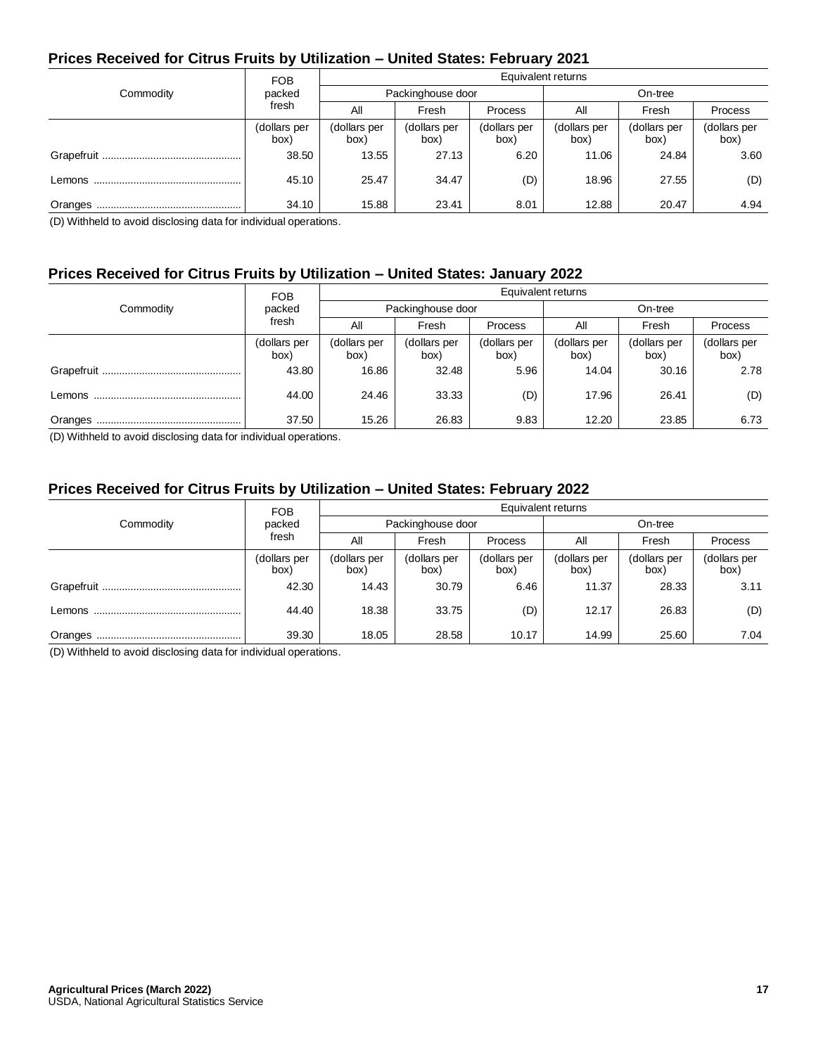## Prices Received for Citrus Fruits by Utilization – United States: February 2021

| Commodity | FOB packed fresh | Equivalent returns | | | | | |
|---|---|---|---|---|---|---|---|
| | | Packinghouse door | | | On-tree | | |
| | | All | Fresh | Process | All | Fresh | Process |
| | (dollars per box) | (dollars per box) | (dollars per box) | (dollars per box) | (dollars per box) | (dollars per box) | (dollars per box) |
| Grapefruit | 38.50 | 13.55 | 27.13 | 6.20 | 11.06 | 24.84 | 3.60 |
| Lemons | 45.10 | 25.47 | 34.47 | (D) | 18.96 | 27.55 | (D) |
| Oranges | 34.10 | 15.88 | 23.41 | 8.01 | 12.88 | 20.47 | 4.94 |

(D) Withheld to avoid disclosing data for individual operations.

## Prices Received for Citrus Fruits by Utilization – United States: January 2022

| Commodity | FOB packed fresh | Equivalent returns | | | | | |
|---|---|---|---|---|---|---|---|
| | | Packinghouse door | | | On-tree | | |
| | | All | Fresh | Process | All | Fresh | Process |
| | (dollars per box) | (dollars per box) | (dollars per box) | (dollars per box) | (dollars per box) | (dollars per box) | (dollars per box) |
| Grapefruit | 43.80 | 16.86 | 32.48 | 5.96 | 14.04 | 30.16 | 2.78 |
| Lemons | 44.00 | 24.46 | 33.33 | (D) | 17.96 | 26.41 | (D) |
| Oranges | 37.50 | 15.26 | 26.83 | 9.83 | 12.20 | 23.85 | 6.73 |

(D) Withheld to avoid disclosing data for individual operations.

## Prices Received for Citrus Fruits by Utilization – United States: February 2022

| Commodity | FOB packed fresh | Equivalent returns | | | | | |
|---|---|---|---|---|---|---|---|
| | | Packinghouse door | | | On-tree | | |
| | | All | Fresh | Process | All | Fresh | Process |
| | (dollars per box) | (dollars per box) | (dollars per box) | (dollars per box) | (dollars per box) | (dollars per box) | (dollars per box) |
| Grapefruit | 42.30 | 14.43 | 30.79 | 6.46 | 11.37 | 28.33 | 3.11 |
| Lemons | 44.40 | 18.38 | 33.75 | (D) | 12.17 | 26.83 | (D) |
| Oranges | 39.30 | 18.05 | 28.58 | 10.17 | 14.99 | 25.60 | 7.04 |

(D) Withheld to avoid disclosing data for individual operations.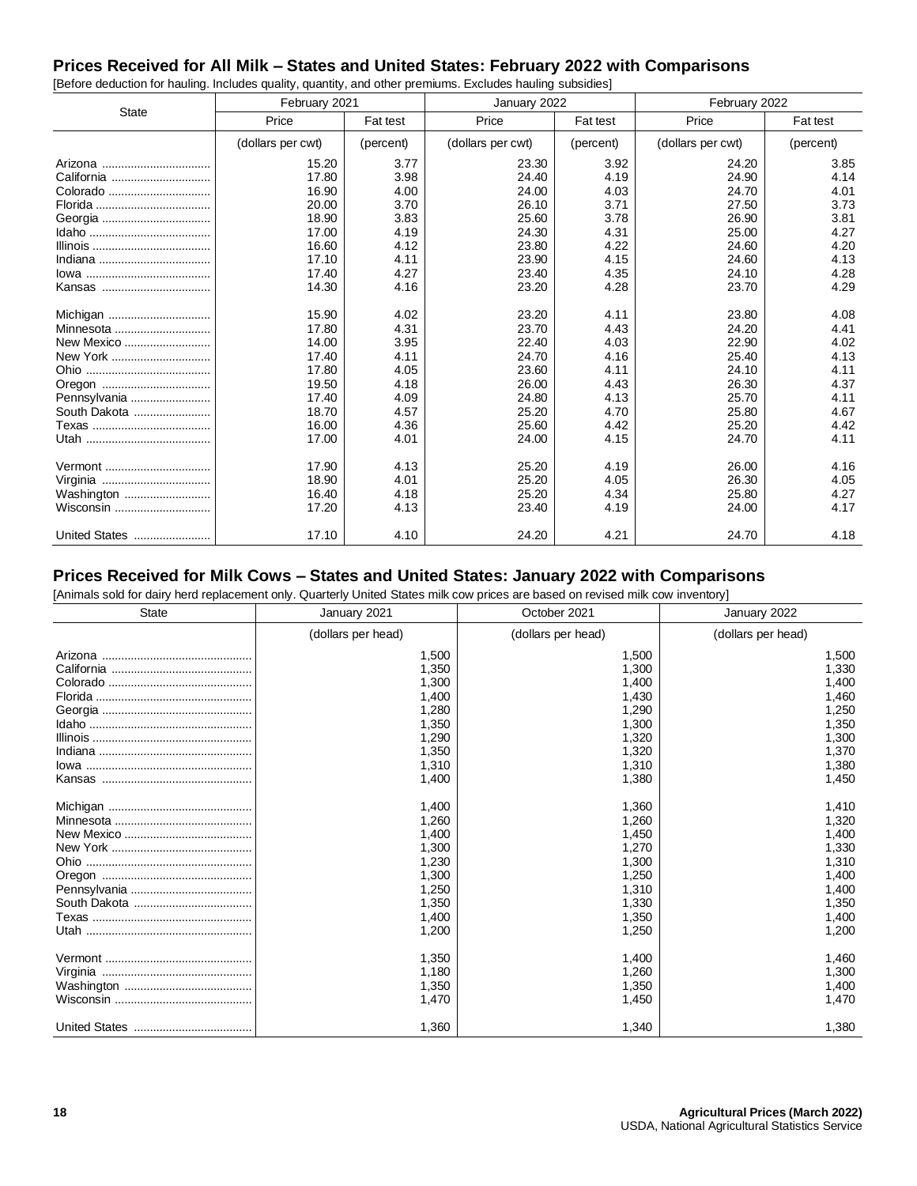## Prices Received for All Milk – States and United States: February 2022 with Comparisons

[Before deduction for hauling. Includes quality, quantity, and other premiums. Excludes hauling subsidies]

| State | February 2021 | | January 2022 | | February 2022 | |
|---|---|---|---|---|---|---|
| | Price | Fat test | Price | Fat test | Price | Fat test |
| | (dollars per cwt) | (percent) | (dollars per cwt) | (percent) | (dollars per cwt) | (percent) |
| Arizona | 15.20 | 3.77 | 23.30 | 3.92 | 24.20 | 3.85 |
| California | 17.80 | 3.98 | 24.40 | 4.19 | 24.90 | 4.14 |
| Colorado | 16.90 | 4.00 | 24.00 | 4.03 | 24.70 | 4.01 |
| Florida | 20.00 | 3.70 | 26.10 | 3.71 | 27.50 | 3.73 |
| Georgia | 18.90 | 3.83 | 25.60 | 3.78 | 26.90 | 3.81 |
| Idaho | 17.00 | 4.19 | 24.30 | 4.31 | 25.00 | 4.27 |
| Illinois | 16.60 | 4.12 | 23.80 | 4.22 | 24.60 | 4.20 |
| Indiana | 17.10 | 4.11 | 23.90 | 4.15 | 24.60 | 4.13 |
| Iowa | 17.40 | 4.27 | 23.40 | 4.35 | 24.10 | 4.28 |
| Kansas | 14.30 | 4.16 | 23.20 | 4.28 | 23.70 | 4.29 |
| Michigan | 15.90 | 4.02 | 23.20 | 4.11 | 23.80 | 4.08 |
| Minnesota | 17.80 | 4.31 | 23.70 | 4.43 | 24.20 | 4.41 |
| New Mexico | 14.00 | 3.95 | 22.40 | 4.03 | 22.90 | 4.02 |
| New York | 17.40 | 4.11 | 24.70 | 4.16 | 25.40 | 4.13 |
| Ohio | 17.80 | 4.05 | 23.60 | 4.11 | 24.10 | 4.11 |
| Oregon | 19.50 | 4.18 | 26.00 | 4.43 | 26.30 | 4.37 |
| Pennsylvania | 17.40 | 4.09 | 24.80 | 4.13 | 25.70 | 4.11 |
| South Dakota | 18.70 | 4.57 | 25.20 | 4.70 | 25.80 | 4.67 |
| Texas | 16.00 | 4.36 | 25.60 | 4.42 | 25.20 | 4.42 |
| Utah | 17.00 | 4.01 | 24.00 | 4.15 | 24.70 | 4.11 |
| Vermont | 17.90 | 4.13 | 25.20 | 4.19 | 26.00 | 4.16 |
| Virginia | 18.90 | 4.01 | 25.20 | 4.05 | 26.30 | 4.05 |
| Washington | 16.40 | 4.18 | 25.20 | 4.34 | 25.80 | 4.27 |
| Wisconsin | 17.20 | 4.13 | 23.40 | 4.19 | 24.00 | 4.17 |
| United States | 17.10 | 4.10 | 24.20 | 4.21 | 24.70 | 4.18 |

## Prices Received for Milk Cows – States and United States: January 2022 with Comparisons

[Animals sold for dairy herd replacement only. Quarterly United States milk cow prices are based on revised milk cow inventory]

| State | January 2021 | October 2021 | January 2022 |
|---|---|---|---|
| | (dollars per head) | (dollars per head) | (dollars per head) |
| Arizona | 1,500 | 1,500 | 1,500 |
| California | 1,350 | 1,300 | 1,330 |
| Colorado | 1,300 | 1,400 | 1,400 |
| Florida | 1,400 | 1,430 | 1,460 |
| Georgia | 1,280 | 1,290 | 1,250 |
| Idaho | 1,350 | 1,300 | 1,350 |
| Illinois | 1,290 | 1,320 | 1,300 |
| Indiana | 1,350 | 1,320 | 1,370 |
| Iowa | 1,310 | 1,310 | 1,380 |
| Kansas | 1,400 | 1,380 | 1,450 |
| Michigan | 1,400 | 1,360 | 1,410 |
| Minnesota | 1,260 | 1,260 | 1,320 |
| New Mexico | 1,400 | 1,450 | 1,400 |
| New York | 1,300 | 1,270 | 1,330 |
| Ohio | 1,230 | 1,300 | 1,310 |
| Oregon | 1,300 | 1,250 | 1,400 |
| Pennsylvania | 1,250 | 1,310 | 1,400 |
| South Dakota | 1,350 | 1,330 | 1,350 |
| Texas | 1,400 | 1,350 | 1,400 |
| Utah | 1,200 | 1,250 | 1,200 |
| Vermont | 1,350 | 1,400 | 1,460 |
| Virginia | 1,180 | 1,260 | 1,300 |
| Washington | 1,350 | 1,350 | 1,400 |
| Wisconsin | 1,470 | 1,450 | 1,470 |
| United States | 1,360 | 1,340 | 1,380 |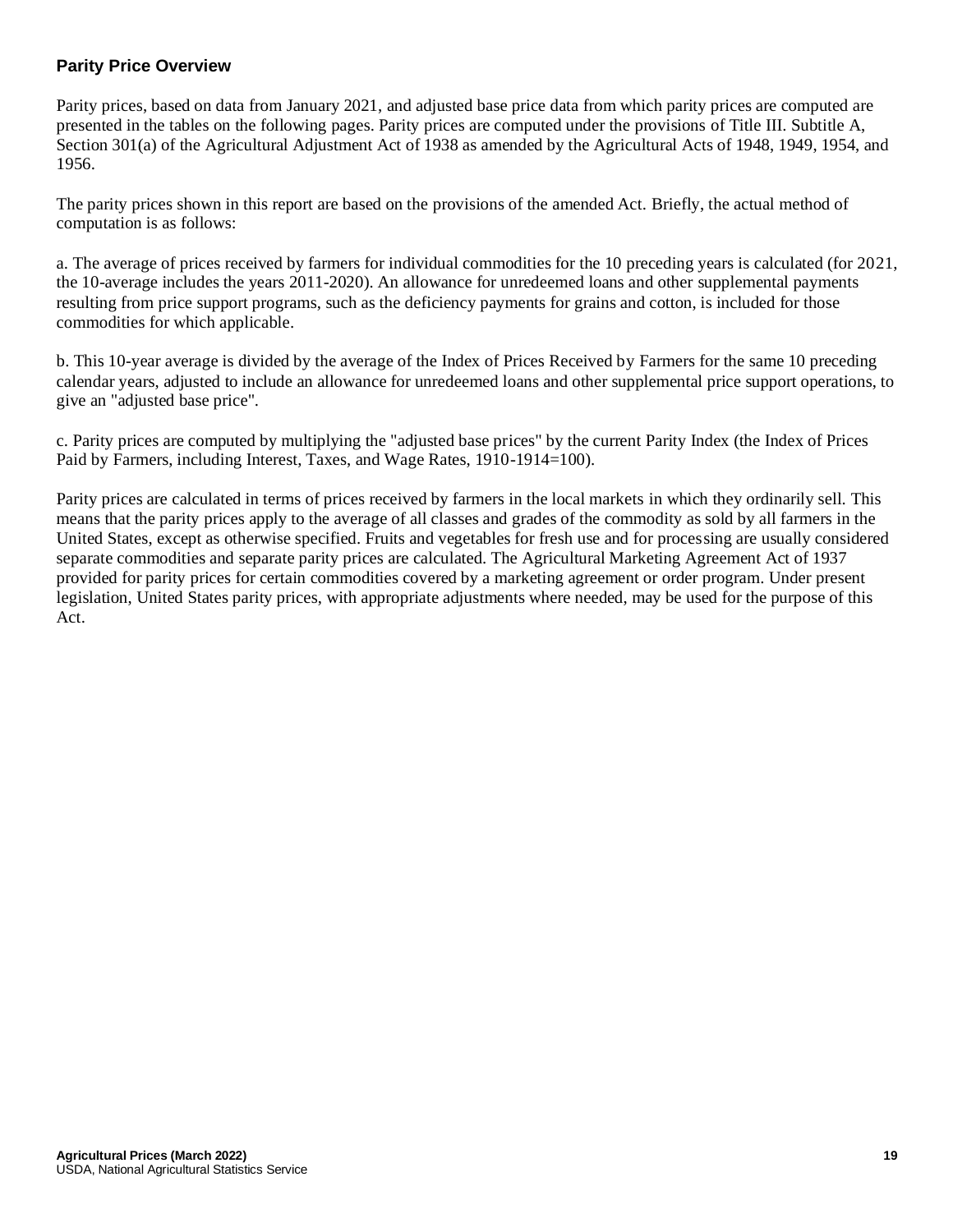## Parity Price Overview

Parity prices, based on data from January 2021, and adjusted base price data from which parity prices are computed are presented in the tables on the following pages. Parity prices are computed under the provisions of Title III. Subtitle A, Section 301(a) of the Agricultural Adjustment Act of 1938 as amended by the Agricultural Acts of 1948, 1949, 1954, and 1956.

The parity prices shown in this report are based on the provisions of the amended Act. Briefly, the actual method of computation is as follows:

a. The average of prices received by farmers for individual commodities for the 10 preceding years is calculated (for 2021, the 10-average includes the years 2011-2020). An allowance for unredeemed loans and other supplemental payments resulting from price support programs, such as the deficiency payments for grains and cotton, is included for those commodities for which applicable.

b. This 10-year average is divided by the average of the Index of Prices Received by Farmers for the same 10 preceding calendar years, adjusted to include an allowance for unredeemed loans and other supplemental price support operations, to give an "adjusted base price".

c. Parity prices are computed by multiplying the "adjusted base prices" by the current Parity Index (the Index of Prices Paid by Farmers, including Interest, Taxes, and Wage Rates, 1910-1914=100).

Parity prices are calculated in terms of prices received by farmers in the local markets in which they ordinarily sell. This means that the parity prices apply to the average of all classes and grades of the commodity as sold by all farmers in the United States, except as otherwise specified. Fruits and vegetables for fresh use and for processing are usually considered separate commodities and separate parity prices are calculated. The Agricultural Marketing Agreement Act of 1937 provided for parity prices for certain commodities covered by a marketing agreement or order program. Under present legislation, United States parity prices, with appropriate adjustments where needed, may be used for the purpose of this Act.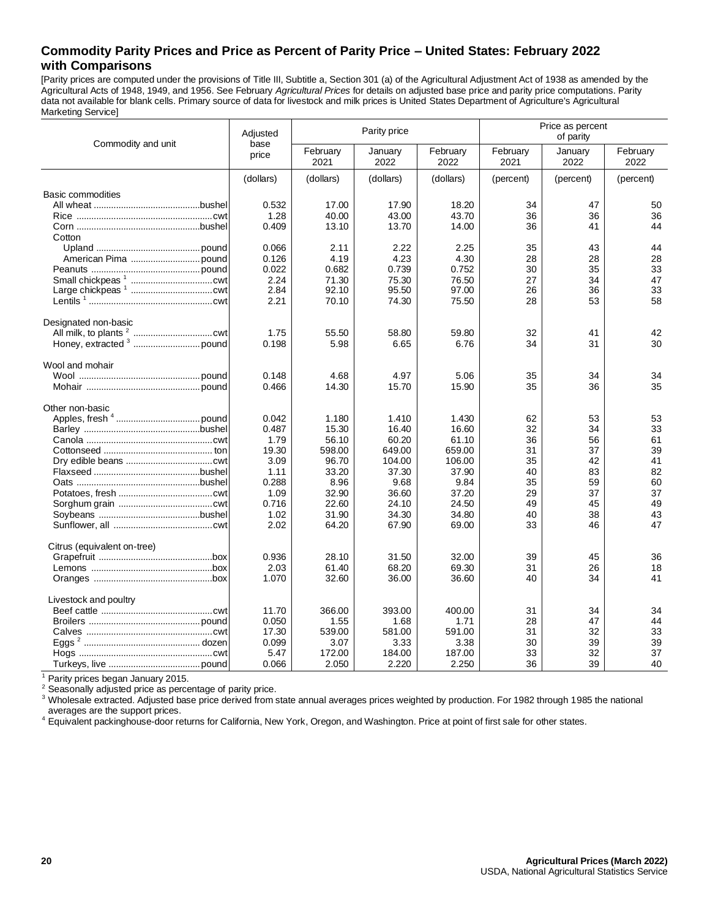## Commodity Parity Prices and Price as Percent of Parity Price – United States: February 2022 with Comparisons

[Parity prices are computed under the provisions of Title III, Subtitle a, Section 301 (a) of the Agricultural Adjustment Act of 1938 as amended by the Agricultural Acts of 1948, 1949, and 1956. See February *Agricultural Prices* for details on adjusted base price and parity price computations. Parity data not available for blank cells. Primary source of data for livestock and milk prices is United States Department of Agriculture's Agricultural Marketing Service]

| Commodity and unit | Adjusted base price | Parity price | | | Price as percent of parity | | |
|---|---|---|---|---|---|---|---|
| | | February 2021 | January 2022 | February 2022 | February 2021 | January 2022 | February 2022 |
| | (dollars) | (dollars) | (dollars) | (dollars) | (percent) | (percent) | (percent) |
| Basic commodities | | | | | | | |
| All wheat ....... bushel | 0.532 | 17.00 | 17.90 | 18.20 | 34 | 47 | 50 |
| Rice ....... cwt | 1.28 | 40.00 | 43.00 | 43.70 | 36 | 36 | 36 |
| Corn ....... bushel | 0.409 | 13.10 | 13.70 | 14.00 | 36 | 41 | 44 |
| Cotton | | | | | | | |
| Upland ....... pound | 0.066 | 2.11 | 2.22 | 2.25 | 35 | 43 | 44 |
| American Pima ....... pound | 0.126 | 4.19 | 4.23 | 4.30 | 28 | 28 | 28 |
| Peanuts ....... pound | 0.022 | 0.682 | 0.739 | 0.752 | 30 | 35 | 33 |
| Small chickpeas [1] ....... cwt | 2.24 | 71.30 | 75.30 | 76.50 | 27 | 34 | 47 |
| Large chickpeas [1] ....... cwt | 2.84 | 92.10 | 95.50 | 97.00 | 26 | 36 | 33 |
| Lentils [1] ....... cwt | 2.21 | 70.10 | 74.30 | 75.50 | 28 | 53 | 58 |
| Designated non-basic | | | | | | | |
| All milk, to plants [2] ....... cwt | 1.75 | 55.50 | 58.80 | 59.80 | 32 | 41 | 42 |
| Honey, extracted [3] ....... pound | 0.198 | 5.98 | 6.65 | 6.76 | 34 | 31 | 30 |
| Wool and mohair | | | | | | | |
| Wool ....... pound | 0.148 | 4.68 | 4.97 | 5.06 | 35 | 34 | 34 |
| Mohair ....... pound | 0.466 | 14.30 | 15.70 | 15.90 | 35 | 36 | 35 |
| Other non-basic | | | | | | | |
| Apples, fresh [4] ....... pound | 0.042 | 1.180 | 1.410 | 1.430 | 62 | 53 | 53 |
| Barley ....... bushel | 0.487 | 15.30 | 16.40 | 16.60 | 32 | 34 | 33 |
| Canola ....... cwt | 1.79 | 56.10 | 60.20 | 61.10 | 36 | 56 | 61 |
| Cottonseed ....... ton | 19.30 | 598.00 | 649.00 | 659.00 | 31 | 37 | 39 |
| Dry edible beans ....... cwt | 3.09 | 96.70 | 104.00 | 106.00 | 35 | 42 | 41 |
| Flaxseed ....... bushel | 1.11 | 33.20 | 37.30 | 37.90 | 40 | 83 | 82 |
| Oats ....... bushel | 0.288 | 8.96 | 9.68 | 9.84 | 35 | 59 | 60 |
| Potatoes, fresh ....... cwt | 1.09 | 32.90 | 36.60 | 37.20 | 29 | 37 | 37 |
| Sorghum grain ....... cwt | 0.716 | 22.60 | 24.10 | 24.50 | 49 | 45 | 49 |
| Soybeans ....... bushel | 1.02 | 31.90 | 34.30 | 34.80 | 40 | 38 | 43 |
| Sunflower, all ....... cwt | 2.02 | 64.20 | 67.90 | 69.00 | 33 | 46 | 47 |
| Citrus (equivalent on-tree) | | | | | | | |
| Grapefruit ....... box | 0.936 | 28.10 | 31.50 | 32.00 | 39 | 45 | 36 |
| Lemons ....... box | 2.03 | 61.40 | 68.20 | 69.30 | 31 | 26 | 18 |
| Oranges ....... box | 1.070 | 32.60 | 36.00 | 36.60 | 40 | 34 | 41 |
| Livestock and poultry | | | | | | | |
| Beef cattle ....... cwt | 11.70 | 366.00 | 393.00 | 400.00 | 31 | 34 | 34 |
| Broilers ....... pound | 0.050 | 1.55 | 1.68 | 1.71 | 28 | 47 | 44 |
| Calves ....... cwt | 17.30 | 539.00 | 581.00 | 591.00 | 31 | 32 | 33 |
| Eggs [2] ....... dozen | 0.099 | 3.07 | 3.33 | 3.38 | 30 | 39 | 39 |
| Hogs ....... cwt | 5.47 | 172.00 | 184.00 | 187.00 | 33 | 32 | 37 |
| Turkeys, live ....... pound | 0.066 | 2.050 | 2.220 | 2.250 | 36 | 39 | 40 |

[1] Parity prices began January 2015.
[2] Seasonally adjusted price as percentage of parity price.
[3] Wholesale extracted. Adjusted base price derived from state annual averages prices weighted by production. For 1982 through 1985 the national averages are the support prices.
[4] Equivalent packinghouse-door returns for California, New York, Oregon, and Washington. Price at point of first sale for other states.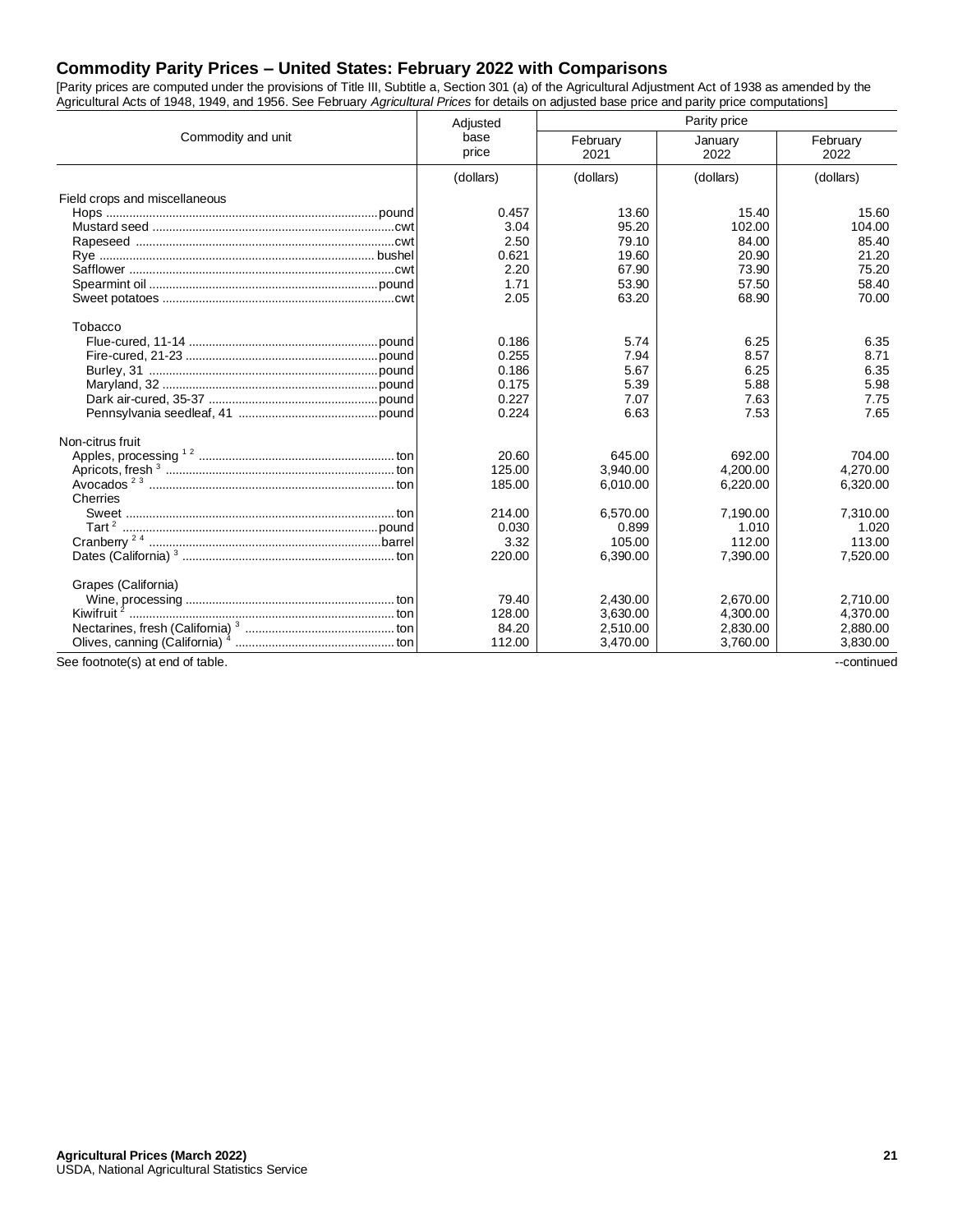## Commodity Parity Prices – United States: February 2022 with Comparisons

[Parity prices are computed under the provisions of Title III, Subtitle a, Section 301 (a) of the Agricultural Adjustment Act of 1938 as amended by the Agricultural Acts of 1948, 1949, and 1956. See February *Agricultural Prices* for details on adjusted base price and parity price computations]

| Commodity and unit | Adjusted base price | Parity price | | |
|---|---|---|---|---|
| | | February 2021 | January 2022 | February 2022 |
| | (dollars) | (dollars) | (dollars) | (dollars) |
| **Field crops and miscellaneous** | | | | |
| Hops ........ pound | 0.457 | 13.60 | 15.40 | 15.60 |
| Mustard seed ........ cwt | 3.04 | 95.20 | 102.00 | 104.00 |
| Rapeseed ........ cwt | 2.50 | 79.10 | 84.00 | 85.40 |
| Rye ........ bushel | 0.621 | 19.60 | 20.90 | 21.20 |
| Safflower ........ cwt | 2.20 | 67.90 | 73.90 | 75.20 |
| Spearmint oil ........ pound | 1.71 | 53.90 | 57.50 | 58.40 |
| Sweet potatoes ........ cwt | 2.05 | 63.20 | 68.90 | 70.00 |
| Tobacco | | | | |
| Flue-cured, 11-14 ........ pound | 0.186 | 5.74 | 6.25 | 6.35 |
| Fire-cured, 21-23 ........ pound | 0.255 | 7.94 | 8.57 | 8.71 |
| Burley, 31 ........ pound | 0.186 | 5.67 | 6.25 | 6.35 |
| Maryland, 32 ........ pound | 0.175 | 5.39 | 5.88 | 5.98 |
| Dark air-cured, 35-37 ........ pound | 0.227 | 7.07 | 7.63 | 7.75 |
| Pennsylvania seedleaf, 41 ........ pound | 0.224 | 6.63 | 7.53 | 7.65 |
| **Non-citrus fruit** | | | | |
| Apples, processing [1 2] ........ ton | 20.60 | 645.00 | 692.00 | 704.00 |
| Apricots, fresh [3] ........ ton | 125.00 | 3,940.00 | 4,200.00 | 4,270.00 |
| Avocados [2 3] ........ ton | 185.00 | 6,010.00 | 6,220.00 | 6,320.00 |
| Cherries | | | | |
| Sweet ........ ton | 214.00 | 6,570.00 | 7,190.00 | 7,310.00 |
| Tart [2] ........ pound | 0.030 | 0.899 | 1.010 | 1.020 |
| Cranberry [2 4] ........ barrel | 3.32 | 105.00 | 112.00 | 113.00 |
| Dates (California) [3] ........ ton | 220.00 | 6,390.00 | 7,390.00 | 7,520.00 |
| Grapes (California) | | | | |
| Wine, processing ........ ton | 79.40 | 2,430.00 | 2,670.00 | 2,710.00 |
| Kiwifruit [2] ........ ton | 128.00 | 3,630.00 | 4,300.00 | 4,370.00 |
| Nectarines, fresh (California) [3] ........ ton | 84.20 | 2,510.00 | 2,830.00 | 2,880.00 |
| Olives, canning (California) [4] ........ ton | 112.00 | 3,470.00 | 3,760.00 | 3,830.00 |

See footnote(s) at end of table. --continued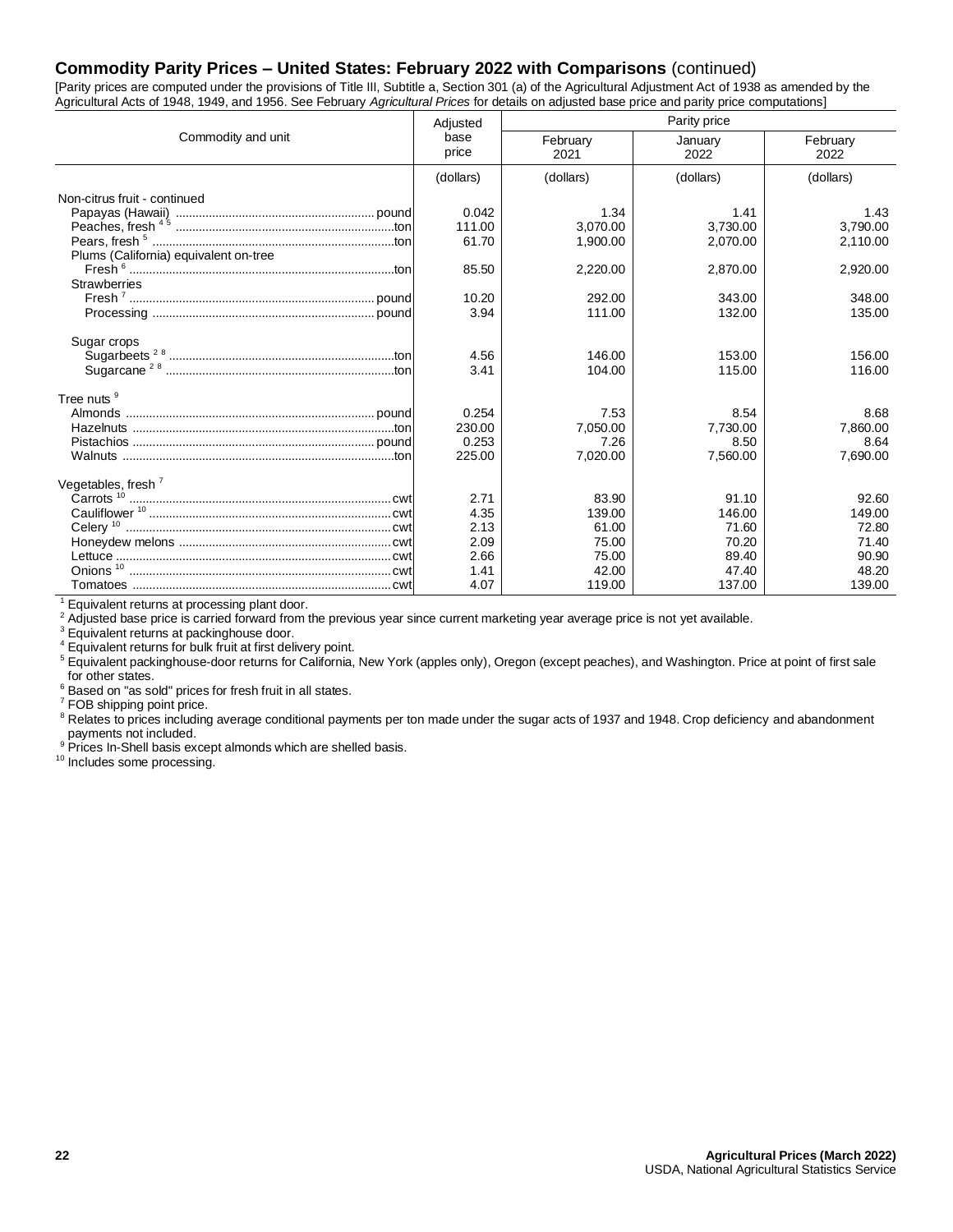## Commodity Parity Prices – United States: February 2022 with Comparisons (continued)

[Parity prices are computed under the provisions of Title III, Subtitle a, Section 301 (a) of the Agricultural Adjustment Act of 1938 as amended by the Agricultural Acts of 1948, 1949, and 1956. See February *Agricultural Prices* for details on adjusted base price and parity price computations]

| Commodity and unit | Adjusted base price | Parity price | | |
|---|---|---|---|---|
| | | February 2021 | January 2022 | February 2022 |
| | (dollars) | (dollars) | (dollars) | (dollars) |
| Non-citrus fruit - continued | | | | |
| Papayas (Hawaii) ............ pound | 0.042 | 1.34 | 1.41 | 1.43 |
| Peaches, fresh [4] [5] ............ ton | 111.00 | 3,070.00 | 3,730.00 | 3,790.00 |
| Pears, fresh [5] ............ ton | 61.70 | 1,900.00 | 2,070.00 | 2,110.00 |
| Plums (California) equivalent on-tree | | | | |
| Fresh [6] ............ ton | 85.50 | 2,220.00 | 2,870.00 | 2,920.00 |
| Strawberries | | | | |
| Fresh [7] ............ pound | 10.20 | 292.00 | 343.00 | 348.00 |
| Processing ............ pound | 3.94 | 111.00 | 132.00 | 135.00 |
| | | | | |
| Sugar crops | | | | |
| Sugarbeets [2] [8] ............ ton | 4.56 | 146.00 | 153.00 | 156.00 |
| Sugarcane [2] [8] ............ ton | 3.41 | 104.00 | 115.00 | 116.00 |
| | | | | |
| Tree nuts [9] | | | | |
| Almonds ............ pound | 0.254 | 7.53 | 8.54 | 8.68 |
| Hazelnuts ............ ton | 230.00 | 7,050.00 | 7,730.00 | 7,860.00 |
| Pistachios ............ pound | 0.253 | 7.26 | 8.50 | 8.64 |
| Walnuts ............ ton | 225.00 | 7,020.00 | 7,560.00 | 7,690.00 |
| | | | | |
| Vegetables, fresh [7] | | | | |
| Carrots [10] ............ cwt | 2.71 | 83.90 | 91.10 | 92.60 |
| Cauliflower [10] ............ cwt | 4.35 | 139.00 | 146.00 | 149.00 |
| Celery [10] ............ cwt | 2.13 | 61.00 | 71.60 | 72.80 |
| Honeydew melons ............ cwt | 2.09 | 75.00 | 70.20 | 71.40 |
| Lettuce ............ cwt | 2.66 | 75.00 | 89.40 | 90.90 |
| Onions [10] ............ cwt | 1.41 | 42.00 | 47.40 | 48.20 |
| Tomatoes ............ cwt | 4.07 | 119.00 | 137.00 | 139.00 |

[1] Equivalent returns at processing plant door.
[2] Adjusted base price is carried forward from the previous year since current marketing year average price is not yet available.
[3] Equivalent returns at packinghouse door.
[4] Equivalent returns for bulk fruit at first delivery point.
[5] Equivalent packinghouse-door returns for California, New York (apples only), Oregon (except peaches), and Washington. Price at point of first sale for other states.
[6] Based on "as sold" prices for fresh fruit in all states.
[7] FOB shipping point price.
[8] Relates to prices including average conditional payments per ton made under the sugar acts of 1937 and 1948. Crop deficiency and abandonment payments not included.
[9] Prices In-Shell basis except almonds which are shelled basis.
[10] Includes some processing.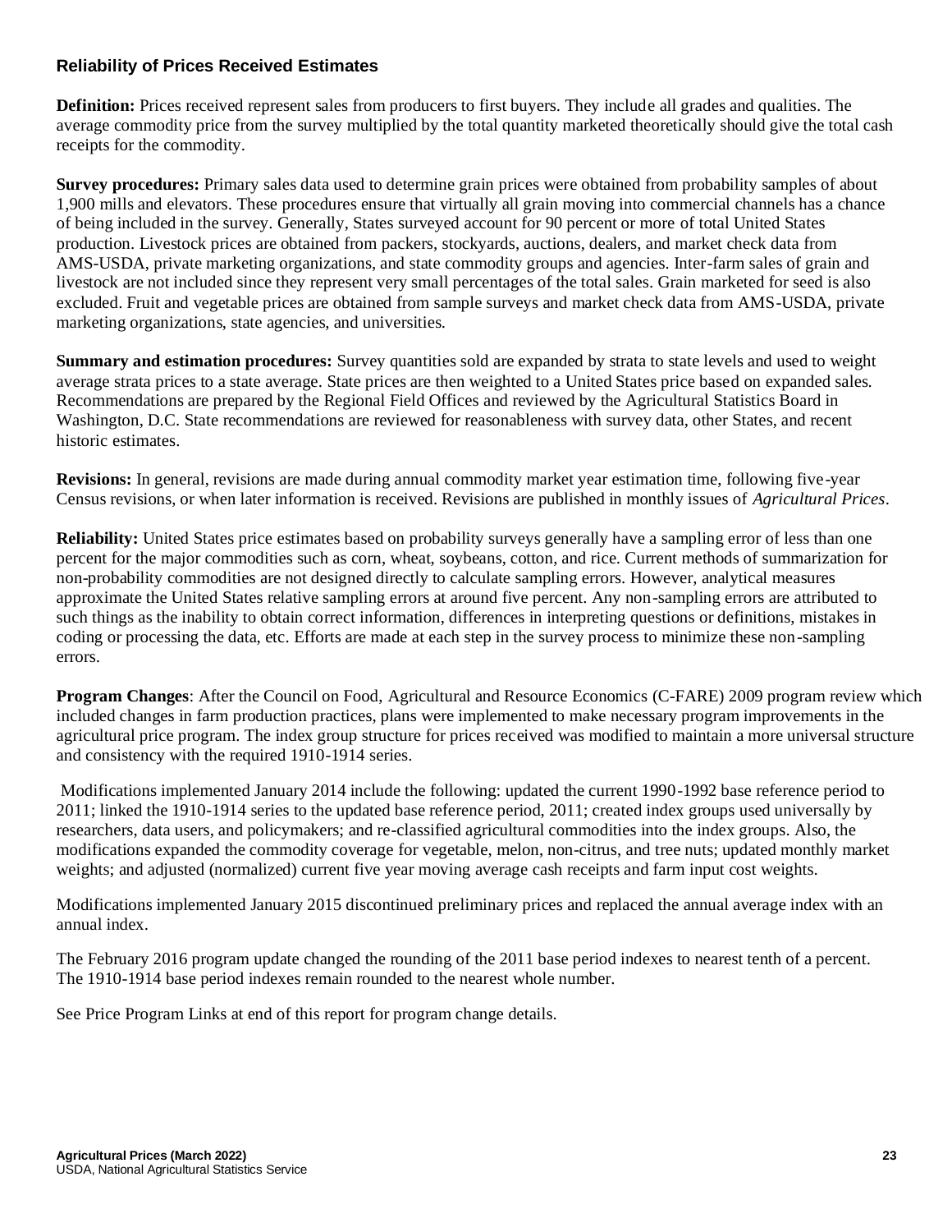## Reliability of Prices Received Estimates

**Definition:** Prices received represent sales from producers to first buyers. They include all grades and qualities. The average commodity price from the survey multiplied by the total quantity marketed theoretically should give the total cash receipts for the commodity.

**Survey procedures:** Primary sales data used to determine grain prices were obtained from probability samples of about 1,900 mills and elevators. These procedures ensure that virtually all grain moving into commercial channels has a chance of being included in the survey. Generally, States surveyed account for 90 percent or more of total United States production. Livestock prices are obtained from packers, stockyards, auctions, dealers, and market check data from AMS-USDA, private marketing organizations, and state commodity groups and agencies. Inter-farm sales of grain and livestock are not included since they represent very small percentages of the total sales. Grain marketed for seed is also excluded. Fruit and vegetable prices are obtained from sample surveys and market check data from AMS-USDA, private marketing organizations, state agencies, and universities.

**Summary and estimation procedures:** Survey quantities sold are expanded by strata to state levels and used to weight average strata prices to a state average. State prices are then weighted to a United States price based on expanded sales. Recommendations are prepared by the Regional Field Offices and reviewed by the Agricultural Statistics Board in Washington, D.C. State recommendations are reviewed for reasonableness with survey data, other States, and recent historic estimates.

**Revisions:** In general, revisions are made during annual commodity market year estimation time, following five-year Census revisions, or when later information is received. Revisions are published in monthly issues of *Agricultural Prices*.

**Reliability:** United States price estimates based on probability surveys generally have a sampling error of less than one percent for the major commodities such as corn, wheat, soybeans, cotton, and rice. Current methods of summarization for non-probability commodities are not designed directly to calculate sampling errors. However, analytical measures approximate the United States relative sampling errors at around five percent. Any non-sampling errors are attributed to such things as the inability to obtain correct information, differences in interpreting questions or definitions, mistakes in coding or processing the data, etc. Efforts are made at each step in the survey process to minimize these non-sampling errors.

**Program Changes**: After the Council on Food, Agricultural and Resource Economics (C-FARE) 2009 program review which included changes in farm production practices, plans were implemented to make necessary program improvements in the agricultural price program. The index group structure for prices received was modified to maintain a more universal structure and consistency with the required 1910-1914 series.

Modifications implemented January 2014 include the following: updated the current 1990-1992 base reference period to 2011; linked the 1910-1914 series to the updated base reference period, 2011; created index groups used universally by researchers, data users, and policymakers; and re-classified agricultural commodities into the index groups. Also, the modifications expanded the commodity coverage for vegetable, melon, non-citrus, and tree nuts; updated monthly market weights; and adjusted (normalized) current five year moving average cash receipts and farm input cost weights.

Modifications implemented January 2015 discontinued preliminary prices and replaced the annual average index with an annual index.

The February 2016 program update changed the rounding of the 2011 base period indexes to nearest tenth of a percent. The 1910-1914 base period indexes remain rounded to the nearest whole number.

See Price Program Links at end of this report for program change details.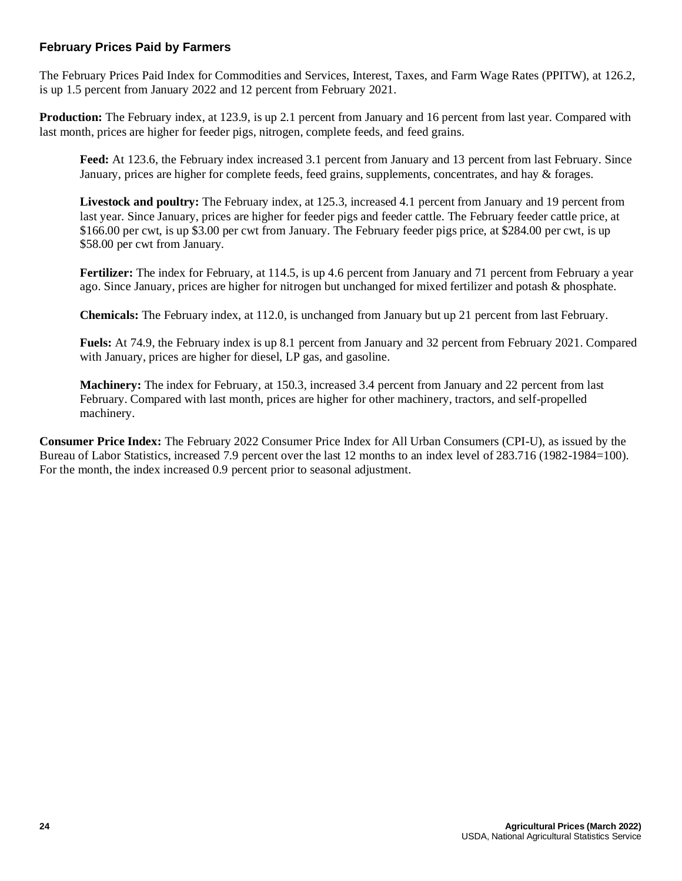## February Prices Paid by Farmers

The February Prices Paid Index for Commodities and Services, Interest, Taxes, and Farm Wage Rates (PPITW), at 126.2, is up 1.5 percent from January 2022 and 12 percent from February 2021.

**Production:** The February index, at 123.9, is up 2.1 percent from January and 16 percent from last year. Compared with last month, prices are higher for feeder pigs, nitrogen, complete feeds, and feed grains.

> **Feed:** At 123.6, the February index increased 3.1 percent from January and 13 percent from last February. Since January, prices are higher for complete feeds, feed grains, supplements, concentrates, and hay & forages.
>
> **Livestock and poultry:** The February index, at 125.3, increased 4.1 percent from January and 19 percent from last year. Since January, prices are higher for feeder pigs and feeder cattle. The February feeder cattle price, at $166.00 per cwt, is up $3.00 per cwt from January. The February feeder pigs price, at $284.00 per cwt, is up $58.00 per cwt from January.
>
> **Fertilizer:** The index for February, at 114.5, is up 4.6 percent from January and 71 percent from February a year ago. Since January, prices are higher for nitrogen but unchanged for mixed fertilizer and potash & phosphate.
>
> **Chemicals:** The February index, at 112.0, is unchanged from January but up 21 percent from last February.
>
> **Fuels:** At 74.9, the February index is up 8.1 percent from January and 32 percent from February 2021. Compared with January, prices are higher for diesel, LP gas, and gasoline.
>
> **Machinery:** The index for February, at 150.3, increased 3.4 percent from January and 22 percent from last February. Compared with last month, prices are higher for other machinery, tractors, and self-propelled machinery.

**Consumer Price Index:** The February 2022 Consumer Price Index for All Urban Consumers (CPI-U), as issued by the Bureau of Labor Statistics, increased 7.9 percent over the last 12 months to an index level of 283.716 (1982-1984=100). For the month, the index increased 0.9 percent prior to seasonal adjustment.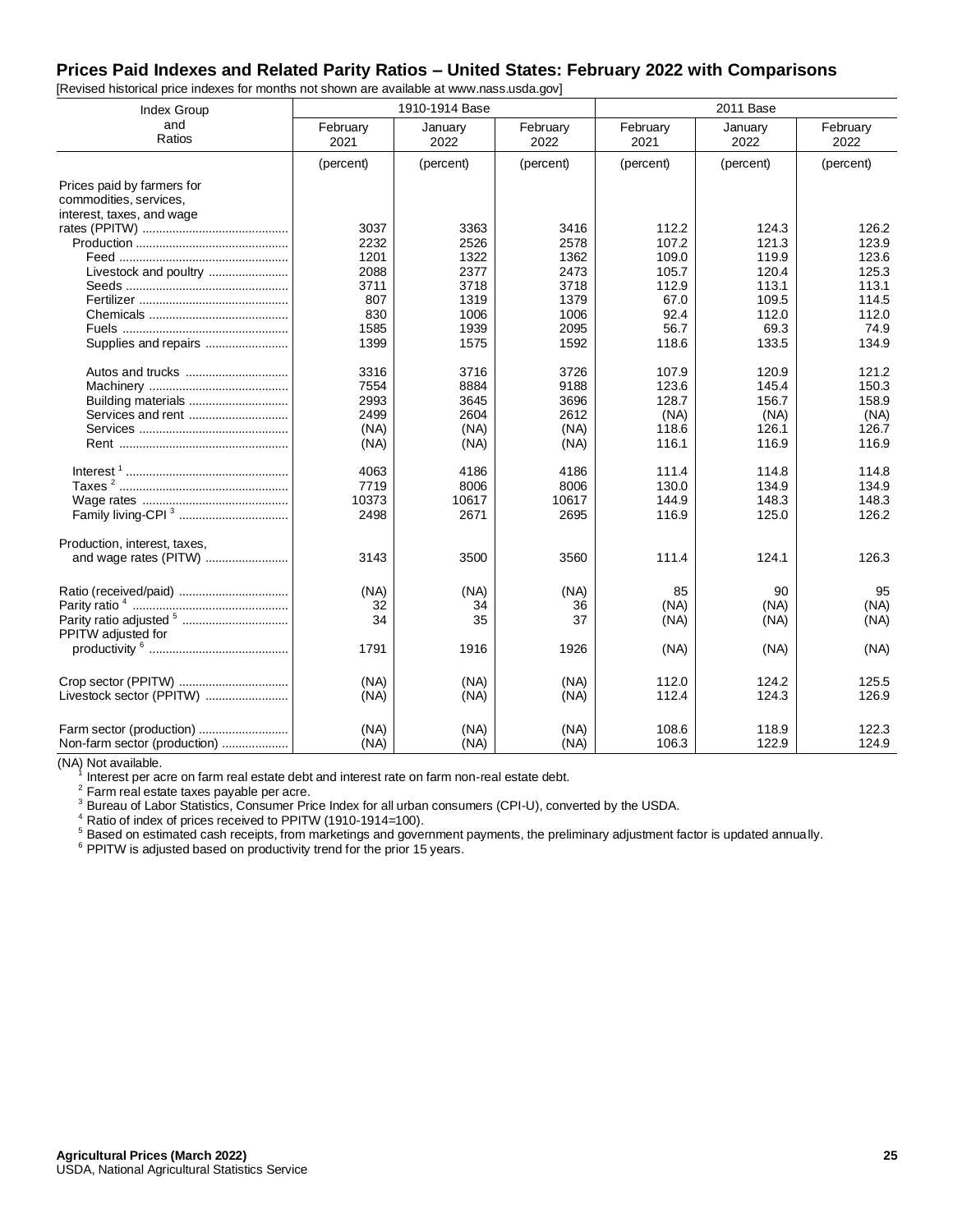## Prices Paid Indexes and Related Parity Ratios – United States: February 2022 with Comparisons

[Revised historical price indexes for months not shown are available at www.nass.usda.gov]

| Index Group and Ratios | 1910-1914 Base | | | 2011 Base | | |
|---|---|---|---|---|---|---|
| | February 2021 | January 2022 | February 2022 | February 2021 | January 2022 | February 2022 |
| | (percent) | (percent) | (percent) | (percent) | (percent) | (percent) |
| Prices paid by farmers for commodities, services, interest, taxes, and wage rates (PPITW) | 3037 | 3363 | 3416 | 112.2 | 124.3 | 126.2 |
| Production | 2232 | 2526 | 2578 | 107.2 | 121.3 | 123.9 |
| Feed | 1201 | 1322 | 1362 | 109.0 | 119.9 | 123.6 |
| Livestock and poultry | 2088 | 2377 | 2473 | 105.7 | 120.4 | 125.3 |
| Seeds | 3711 | 3718 | 3718 | 112.9 | 113.1 | 113.1 |
| Fertilizer | 807 | 1319 | 1379 | 67.0 | 109.5 | 114.5 |
| Chemicals | 830 | 1006 | 1006 | 92.4 | 112.0 | 112.0 |
| Fuels | 1585 | 1939 | 2095 | 56.7 | 69.3 | 74.9 |
| Supplies and repairs | 1399 | 1575 | 1592 | 118.6 | 133.5 | 134.9 |
| Autos and trucks | 3316 | 3716 | 3726 | 107.9 | 120.9 | 121.2 |
| Machinery | 7554 | 8884 | 9188 | 123.6 | 145.4 | 150.3 |
| Building materials | 2993 | 3645 | 3696 | 128.7 | 156.7 | 158.9 |
| Services and rent | 2499 | 2604 | 2612 | (NA) | (NA) | (NA) |
| Services | (NA) | (NA) | (NA) | 118.6 | 126.1 | 126.7 |
| Rent | (NA) | (NA) | (NA) | 116.1 | 116.9 | 116.9 |
| Interest [1] | 4063 | 4186 | 4186 | 111.4 | 114.8 | 114.8 |
| Taxes [2] | 7719 | 8006 | 8006 | 130.0 | 134.9 | 134.9 |
| Wage rates | 10373 | 10617 | 10617 | 144.9 | 148.3 | 148.3 |
| Family living-CPI [3] | 2498 | 2671 | 2695 | 116.9 | 125.0 | 126.2 |
| Production, interest, taxes, and wage rates (PITW) | 3143 | 3500 | 3560 | 111.4 | 124.1 | 126.3 |
| Ratio (received/paid) | (NA) | (NA) | (NA) | 85 | 90 | 95 |
| Parity ratio [4] | 32 | 34 | 36 | (NA) | (NA) | (NA) |
| Parity ratio adjusted [5] | 34 | 35 | 37 | (NA) | (NA) | (NA) |
| PPITW adjusted for productivity [6] | 1791 | 1916 | 1926 | (NA) | (NA) | (NA) |
| Crop sector (PPITW) | (NA) | (NA) | (NA) | 112.0 | 124.2 | 125.5 |
| Livestock sector (PPITW) | (NA) | (NA) | (NA) | 112.4 | 124.3 | 126.9 |
| Farm sector (production) | (NA) | (NA) | (NA) | 108.6 | 118.9 | 122.3 |
| Non-farm sector (production) | (NA) | (NA) | (NA) | 106.3 | 122.9 | 124.9 |

(NA) Not available.
[1] Interest per acre on farm real estate debt and interest rate on farm non-real estate debt.
[2] Farm real estate taxes payable per acre.
[3] Bureau of Labor Statistics, Consumer Price Index for all urban consumers (CPI-U), converted by the USDA.
[4] Ratio of index of prices received to PPITW (1910-1914=100).
[5] Based on estimated cash receipts, from marketings and government payments, the preliminary adjustment factor is updated annually.
[6] PPITW is adjusted based on productivity trend for the prior 15 years.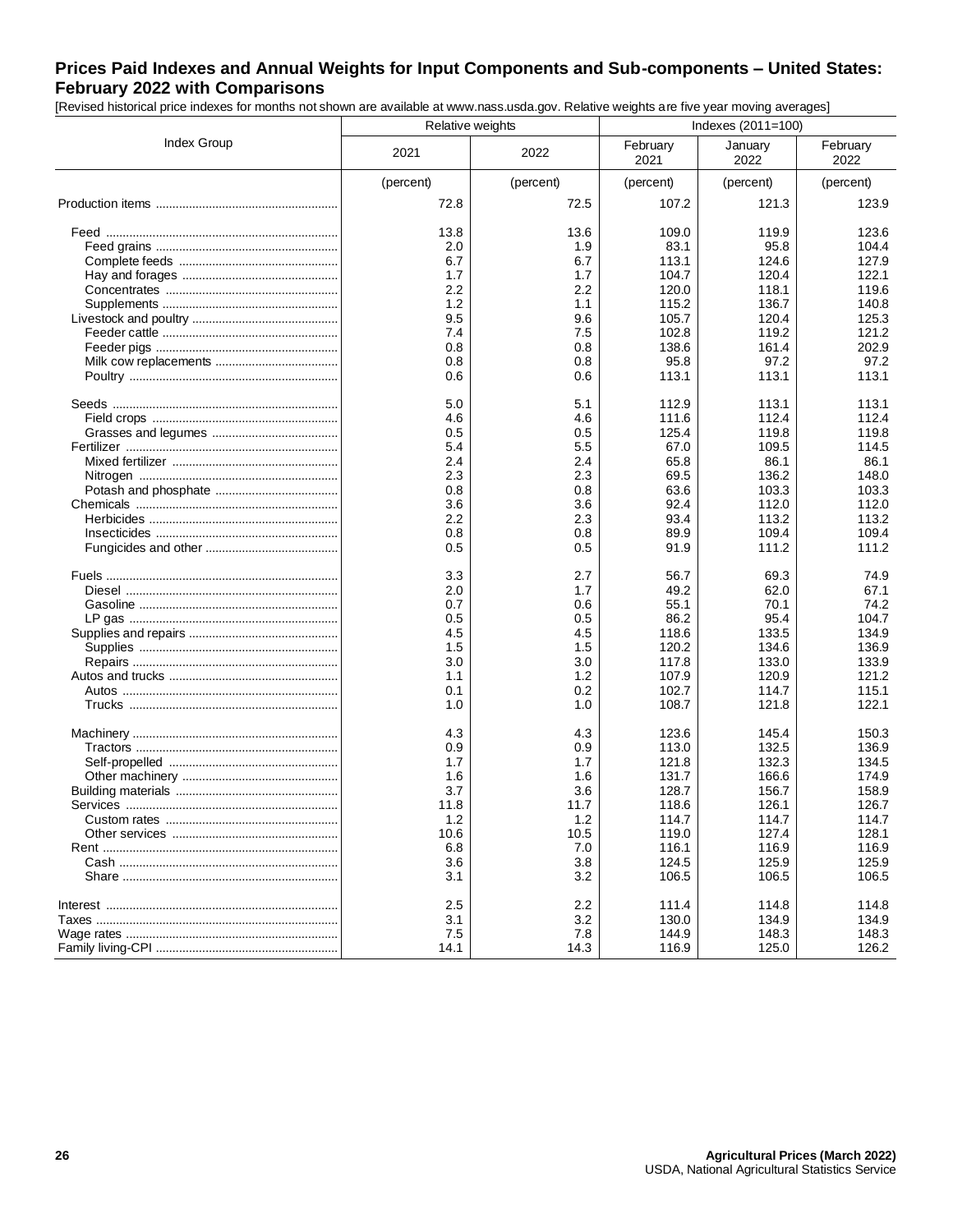## Prices Paid Indexes and Annual Weights for Input Components and Sub-components – United States: February 2022 with Comparisons

[Revised historical price indexes for months not shown are available at www.nass.usda.gov. Relative weights are five year moving averages]

| Index Group | Relative weights | | Indexes (2011=100) | | |
|---|---|---|---|---|---|
| | 2021 | 2022 | February 2021 | January 2022 | February 2022 |
| | (percent) | (percent) | (percent) | (percent) | (percent) |
| Production items | 72.8 | 72.5 | 107.2 | 121.3 | 123.9 |
| Feed | 13.8 | 13.6 | 109.0 | 119.9 | 123.6 |
| Feed grains | 2.0 | 1.9 | 83.1 | 95.8 | 104.4 |
| Complete feeds | 6.7 | 6.7 | 113.1 | 124.6 | 127.9 |
| Hay and forages | 1.7 | 1.7 | 104.7 | 120.4 | 122.1 |
| Concentrates | 2.2 | 2.2 | 120.0 | 118.1 | 119.6 |
| Supplements | 1.2 | 1.1 | 115.2 | 136.7 | 140.8 |
| Livestock and poultry | 9.5 | 9.6 | 105.7 | 120.4 | 125.3 |
| Feeder cattle | 7.4 | 7.5 | 102.8 | 119.2 | 121.2 |
| Feeder pigs | 0.8 | 0.8 | 138.6 | 161.4 | 202.9 |
| Milk cow replacements | 0.8 | 0.8 | 95.8 | 97.2 | 97.2 |
| Poultry | 0.6 | 0.6 | 113.1 | 113.1 | 113.1 |
| Seeds | 5.0 | 5.1 | 112.9 | 113.1 | 113.1 |
| Field crops | 4.6 | 4.6 | 111.6 | 112.4 | 112.4 |
| Grasses and legumes | 0.5 | 0.5 | 125.4 | 119.8 | 119.8 |
| Fertilizer | 5.4 | 5.5 | 67.0 | 109.5 | 114.5 |
| Mixed fertilizer | 2.4 | 2.4 | 65.8 | 86.1 | 86.1 |
| Nitrogen | 2.3 | 2.3 | 69.5 | 136.2 | 148.0 |
| Potash and phosphate | 0.8 | 0.8 | 63.6 | 103.3 | 103.3 |
| Chemicals | 3.6 | 3.6 | 92.4 | 112.0 | 112.0 |
| Herbicides | 2.2 | 2.3 | 93.4 | 113.2 | 113.2 |
| Insecticides | 0.8 | 0.8 | 89.9 | 109.4 | 109.4 |
| Fungicides and other | 0.5 | 0.5 | 91.9 | 111.2 | 111.2 |
| Fuels | 3.3 | 2.7 | 56.7 | 69.3 | 74.9 |
| Diesel | 2.0 | 1.7 | 49.2 | 62.0 | 67.1 |
| Gasoline | 0.7 | 0.6 | 55.1 | 70.1 | 74.2 |
| LP gas | 0.5 | 0.5 | 86.2 | 95.4 | 104.7 |
| Supplies and repairs | 4.5 | 4.5 | 118.6 | 133.5 | 134.9 |
| Supplies | 1.5 | 1.5 | 120.2 | 134.6 | 136.9 |
| Repairs | 3.0 | 3.0 | 117.8 | 133.0 | 133.9 |
| Autos and trucks | 1.1 | 1.2 | 107.9 | 120.9 | 121.2 |
| Autos | 0.1 | 0.2 | 102.7 | 114.7 | 115.1 |
| Trucks | 1.0 | 1.0 | 108.7 | 121.8 | 122.1 |
| Machinery | 4.3 | 4.3 | 123.6 | 145.4 | 150.3 |
| Tractors | 0.9 | 0.9 | 113.0 | 132.5 | 136.9 |
| Self-propelled | 1.7 | 1.7 | 121.8 | 132.3 | 134.5 |
| Other machinery | 1.6 | 1.6 | 131.7 | 166.6 | 174.9 |
| Building materials | 3.7 | 3.6 | 128.7 | 156.7 | 158.9 |
| Services | 11.8 | 11.7 | 118.6 | 126.1 | 126.7 |
| Custom rates | 1.2 | 1.2 | 114.7 | 114.7 | 114.7 |
| Other services | 10.6 | 10.5 | 119.0 | 127.4 | 128.1 |
| Rent | 6.8 | 7.0 | 116.1 | 116.9 | 116.9 |
| Cash | 3.6 | 3.8 | 124.5 | 125.9 | 125.9 |
| Share | 3.1 | 3.2 | 106.5 | 106.5 | 106.5 |
| Interest | 2.5 | 2.2 | 111.4 | 114.8 | 114.8 |
| Taxes | 3.1 | 3.2 | 130.0 | 134.9 | 134.9 |
| Wage rates | 7.5 | 7.8 | 144.9 | 148.3 | 148.3 |
| Family living-CPI | 14.1 | 14.3 | 116.9 | 125.0 | 126.2 |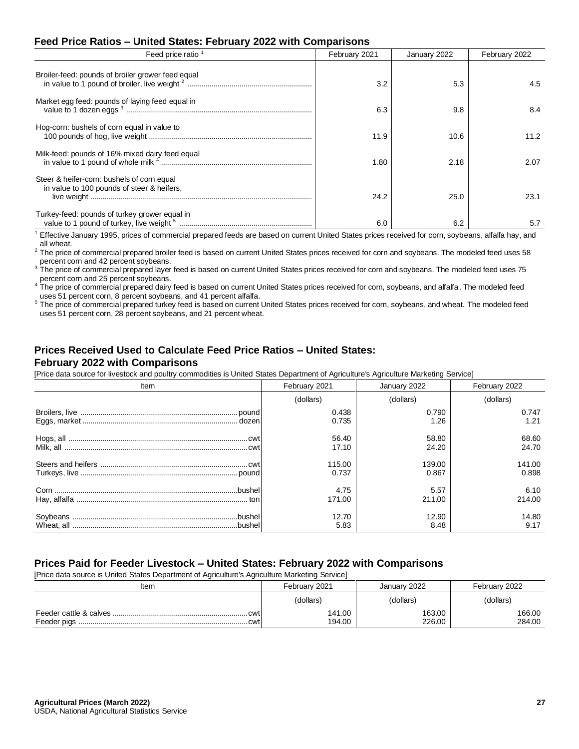## Feed Price Ratios – United States: February 2022 with Comparisons

| Feed price ratio [1] | February 2021 | January 2022 | February 2022 |
|---|---|---|---|
| Broiler-feed: pounds of broiler grower feed equal in value to 1 pound of broiler, live weight [2] | 3.2 | 5.3 | 4.5 |
| Market egg feed: pounds of laying feed equal in value to 1 dozen eggs [3] | 6.3 | 9.8 | 8.4 |
| Hog-corn: bushels of corn equal in value to 100 pounds of hog, live weight | 11.9 | 10.6 | 11.2 |
| Milk-feed: pounds of 16% mixed dairy feed equal in value to 1 pound of whole milk [4] | 1.80 | 2.18 | 2.07 |
| Steer & heifer-corn: bushels of corn equal in value to 100 pounds of steer & heifers, live weight | 24.2 | 25.0 | 23.1 |
| Turkey-feed: pounds of turkey grower equal in value to 1 pound of turkey, live weight [5] | 6.0 | 6.2 | 5.7 |

[1] Effective January 1995, prices of commercial prepared feeds are based on current United States prices received for corn, soybeans, alfalfa hay, and all wheat.
[2] The price of commercial prepared broiler feed is based on current United States prices received for corn and soybeans. The modeled feed uses 58 percent corn and 42 percent soybeans.
[3] The price of commercial prepared layer feed is based on current United States prices received for corn and soybeans. The modeled feed uses 75 percent corn and 25 percent soybeans.
[4] The price of commercial prepared dairy feed is based on current United States prices received for corn, soybeans, and alfalfa. The modeled feed uses 51 percent corn, 8 percent soybeans, and 41 percent alfalfa.
[5] The price of commercial prepared turkey feed is based on current United States prices received for corn, soybeans, and wheat. The modeled feed uses 51 percent corn, 28 percent soybeans, and 21 percent wheat.

## Prices Received Used to Calculate Feed Price Ratios – United States: February 2022 with Comparisons

[Price data source for livestock and poultry commodities is United States Department of Agriculture's Agriculture Marketing Service]

| Item | February 2021 | January 2022 | February 2022 |
|---|---|---|---|
| | (dollars) | (dollars) | (dollars) |
| Broilers, live ........ pound | 0.438 | 0.790 | 0.747 |
| Eggs, market ........ dozen | 0.735 | 1.26 | 1.21 |
| Hogs, all ........ cwt | 56.40 | 58.80 | 68.60 |
| Milk, all ........ cwt | 17.10 | 24.20 | 24.70 |
| Steers and heifers ........ cwt | 115.00 | 139.00 | 141.00 |
| Turkeys, live ........ pound | 0.737 | 0.867 | 0.898 |
| Corn ........ bushel | 4.75 | 5.57 | 6.10 |
| Hay, alfalfa ........ ton | 171.00 | 211.00 | 214.00 |
| Soybeans ........ bushel | 12.70 | 12.90 | 14.80 |
| Wheat, all ........ bushel | 5.83 | 8.48 | 9.17 |

## Prices Paid for Feeder Livestock – United States: February 2022 with Comparisons

[Price data source is United States Department of Agriculture's Agriculture Marketing Service]

| Item | February 2021 | January 2022 | February 2022 |
|---|---|---|---|
| | (dollars) | (dollars) | (dollars) |
| Feeder cattle & calves ........ cwt | 141.00 | 163.00 | 166.00 |
| Feeder pigs ........ cwt | 194.00 | 226.00 | 284.00 |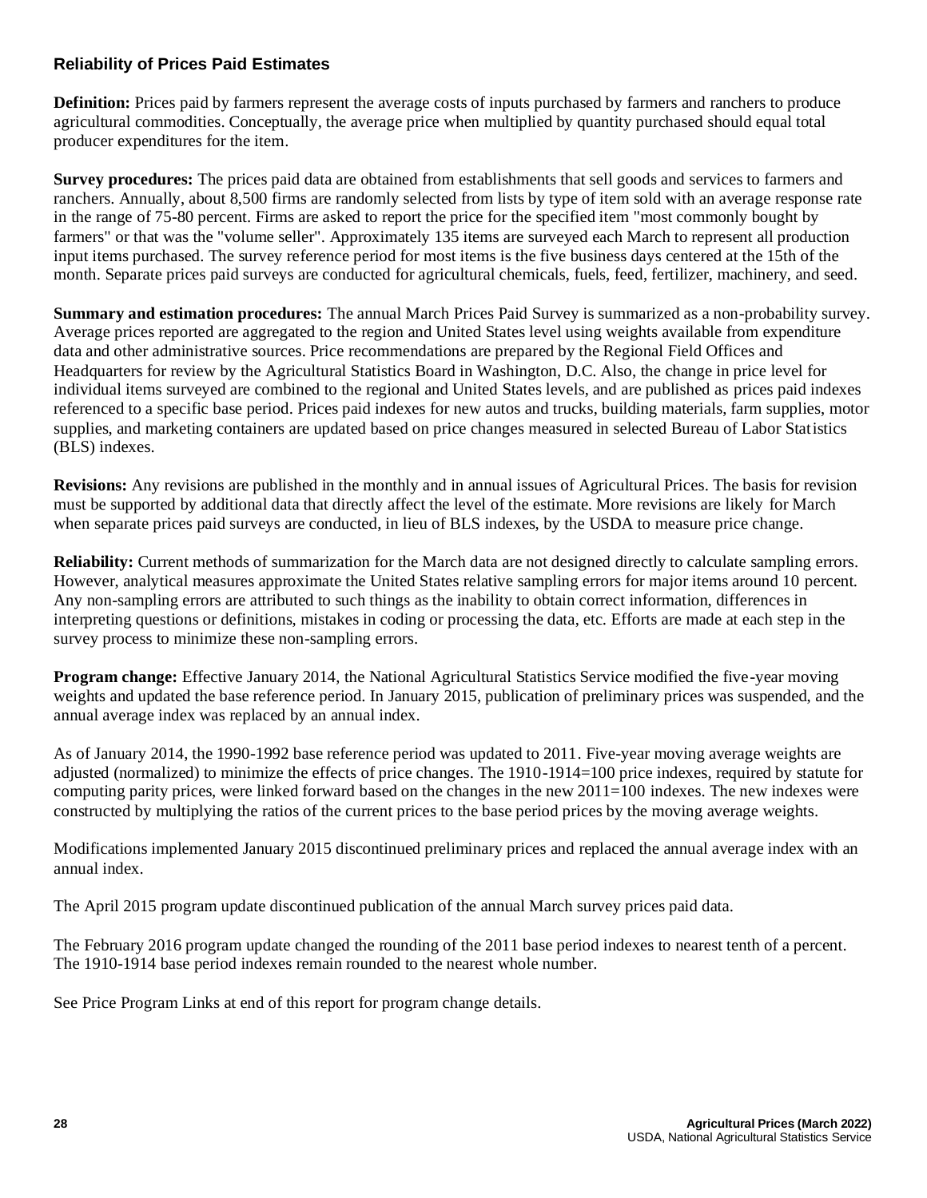## Reliability of Prices Paid Estimates

**Definition:** Prices paid by farmers represent the average costs of inputs purchased by farmers and ranchers to produce agricultural commodities. Conceptually, the average price when multiplied by quantity purchased should equal total producer expenditures for the item.

**Survey procedures:** The prices paid data are obtained from establishments that sell goods and services to farmers and ranchers. Annually, about 8,500 firms are randomly selected from lists by type of item sold with an average response rate in the range of 75-80 percent. Firms are asked to report the price for the specified item "most commonly bought by farmers" or that was the "volume seller". Approximately 135 items are surveyed each March to represent all production input items purchased. The survey reference period for most items is the five business days centered at the 15th of the month. Separate prices paid surveys are conducted for agricultural chemicals, fuels, feed, fertilizer, machinery, and seed.

**Summary and estimation procedures:** The annual March Prices Paid Survey is summarized as a non-probability survey. Average prices reported are aggregated to the region and United States level using weights available from expenditure data and other administrative sources. Price recommendations are prepared by the Regional Field Offices and Headquarters for review by the Agricultural Statistics Board in Washington, D.C. Also, the change in price level for individual items surveyed are combined to the regional and United States levels, and are published as prices paid indexes referenced to a specific base period. Prices paid indexes for new autos and trucks, building materials, farm supplies, motor supplies, and marketing containers are updated based on price changes measured in selected Bureau of Labor Statistics (BLS) indexes.

**Revisions:** Any revisions are published in the monthly and in annual issues of Agricultural Prices. The basis for revision must be supported by additional data that directly affect the level of the estimate. More revisions are likely for March when separate prices paid surveys are conducted, in lieu of BLS indexes, by the USDA to measure price change.

**Reliability:** Current methods of summarization for the March data are not designed directly to calculate sampling errors. However, analytical measures approximate the United States relative sampling errors for major items around 10 percent. Any non-sampling errors are attributed to such things as the inability to obtain correct information, differences in interpreting questions or definitions, mistakes in coding or processing the data, etc. Efforts are made at each step in the survey process to minimize these non-sampling errors.

**Program change:** Effective January 2014, the National Agricultural Statistics Service modified the five-year moving weights and updated the base reference period. In January 2015, publication of preliminary prices was suspended, and the annual average index was replaced by an annual index.

As of January 2014, the 1990-1992 base reference period was updated to 2011. Five-year moving average weights are adjusted (normalized) to minimize the effects of price changes. The 1910-1914=100 price indexes, required by statute for computing parity prices, were linked forward based on the changes in the new 2011=100 indexes. The new indexes were constructed by multiplying the ratios of the current prices to the base period prices by the moving average weights.

Modifications implemented January 2015 discontinued preliminary prices and replaced the annual average index with an annual index.

The April 2015 program update discontinued publication of the annual March survey prices paid data.

The February 2016 program update changed the rounding of the 2011 base period indexes to nearest tenth of a percent. The 1910-1914 base period indexes remain rounded to the nearest whole number.

See Price Program Links at end of this report for program change details.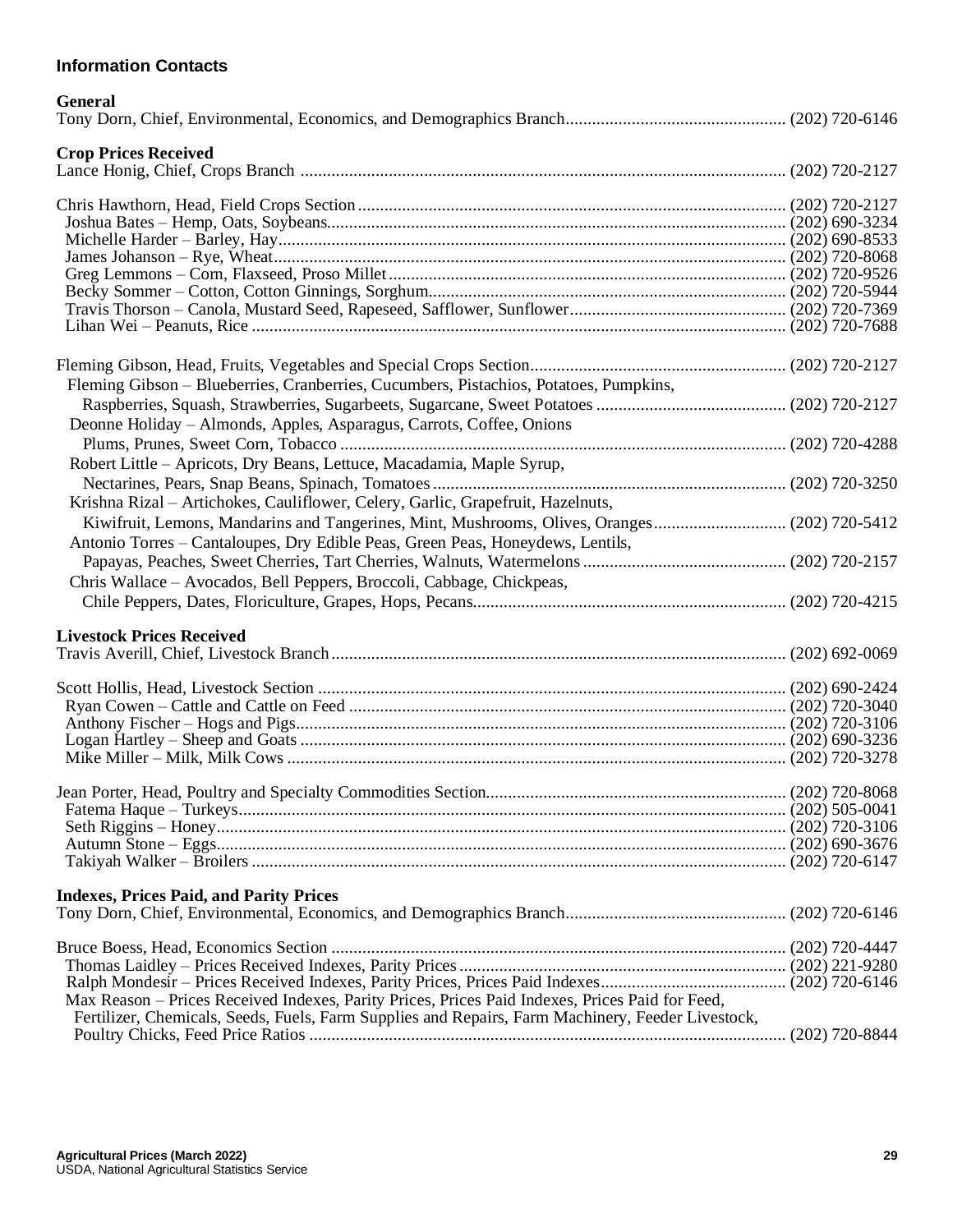## Information Contacts

### General

Tony Dorn, Chief, Environmental, Economics, and Demographics Branch .................................................. (202) 720-6146

### Crop Prices Received

Lance Honig, Chief, Crops Branch .................................................. (202) 720-2127

Chris Hawthorn, Head, Field Crops Section .................................................. (202) 720-2127
- Joshua Bates – Hemp, Oats, Soybeans .................................................. (202) 690-3234
- Michelle Harder – Barley, Hay .................................................. (202) 690-8533
- James Johanson – Rye, Wheat .................................................. (202) 720-8068
- Greg Lemmons – Corn, Flaxseed, Proso Millet .................................................. (202) 720-9526
- Becky Sommer – Cotton, Cotton Ginnings, Sorghum .................................................. (202) 720-5944
- Travis Thorson – Canola, Mustard Seed, Rapeseed, Safflower, Sunflower .................................................. (202) 720-7369
- Lihan Wei – Peanuts, Rice .................................................. (202) 720-7688

Fleming Gibson, Head, Fruits, Vegetables and Special Crops Section .................................................. (202) 720-2127
- Fleming Gibson – Blueberries, Cranberries, Cucumbers, Pistachios, Potatoes, Pumpkins, Raspberries, Squash, Strawberries, Sugarbeets, Sugarcane, Sweet Potatoes .................................................. (202) 720-2127
- Deonne Holiday – Almonds, Apples, Asparagus, Carrots, Coffee, Onions Plums, Prunes, Sweet Corn, Tobacco .................................................. (202) 720-4288
- Robert Little – Apricots, Dry Beans, Lettuce, Macadamia, Maple Syrup, Nectarines, Pears, Snap Beans, Spinach, Tomatoes .................................................. (202) 720-3250
- Krishna Rizal – Artichokes, Cauliflower, Celery, Garlic, Grapefruit, Hazelnuts, Kiwifruit, Lemons, Mandarins and Tangerines, Mint, Mushrooms, Olives, Oranges .................................................. (202) 720-5412
- Antonio Torres – Cantaloupes, Dry Edible Peas, Green Peas, Honeydews, Lentils, Papayas, Peaches, Sweet Cherries, Tart Cherries, Walnuts, Watermelons .................................................. (202) 720-2157
- Chris Wallace – Avocados, Bell Peppers, Broccoli, Cabbage, Chickpeas, Chile Peppers, Dates, Floriculture, Grapes, Hops, Pecans .................................................. (202) 720-4215

### Livestock Prices Received

Travis Averill, Chief, Livestock Branch .................................................. (202) 692-0069

Scott Hollis, Head, Livestock Section .................................................. (202) 690-2424
- Ryan Cowen – Cattle and Cattle on Feed .................................................. (202) 720-3040
- Anthony Fischer – Hogs and Pigs .................................................. (202) 720-3106
- Logan Hartley – Sheep and Goats .................................................. (202) 690-3236
- Mike Miller – Milk, Milk Cows .................................................. (202) 720-3278

Jean Porter, Head, Poultry and Specialty Commodities Section .................................................. (202) 720-8068
- Fatema Haque – Turkeys .................................................. (202) 505-0041
- Seth Riggins – Honey .................................................. (202) 720-3106
- Autumn Stone – Eggs .................................................. (202) 690-3676
- Takiyah Walker – Broilers .................................................. (202) 720-6147

### Indexes, Prices Paid, and Parity Prices

Tony Dorn, Chief, Environmental, Economics, and Demographics Branch .................................................. (202) 720-6146

Bruce Boess, Head, Economics Section .................................................. (202) 720-4447
- Thomas Laidley – Prices Received Indexes, Parity Prices .................................................. (202) 221-9280
- Ralph Mondesir – Prices Received Indexes, Parity Prices, Prices Paid Indexes .................................................. (202) 720-6146
- Max Reason – Prices Received Indexes, Parity Prices, Prices Paid Indexes, Prices Paid for Feed, Fertilizer, Chemicals, Seeds, Fuels, Farm Supplies and Repairs, Farm Machinery, Feeder Livestock, Poultry Chicks, Feed Price Ratios .................................................. (202) 720-8844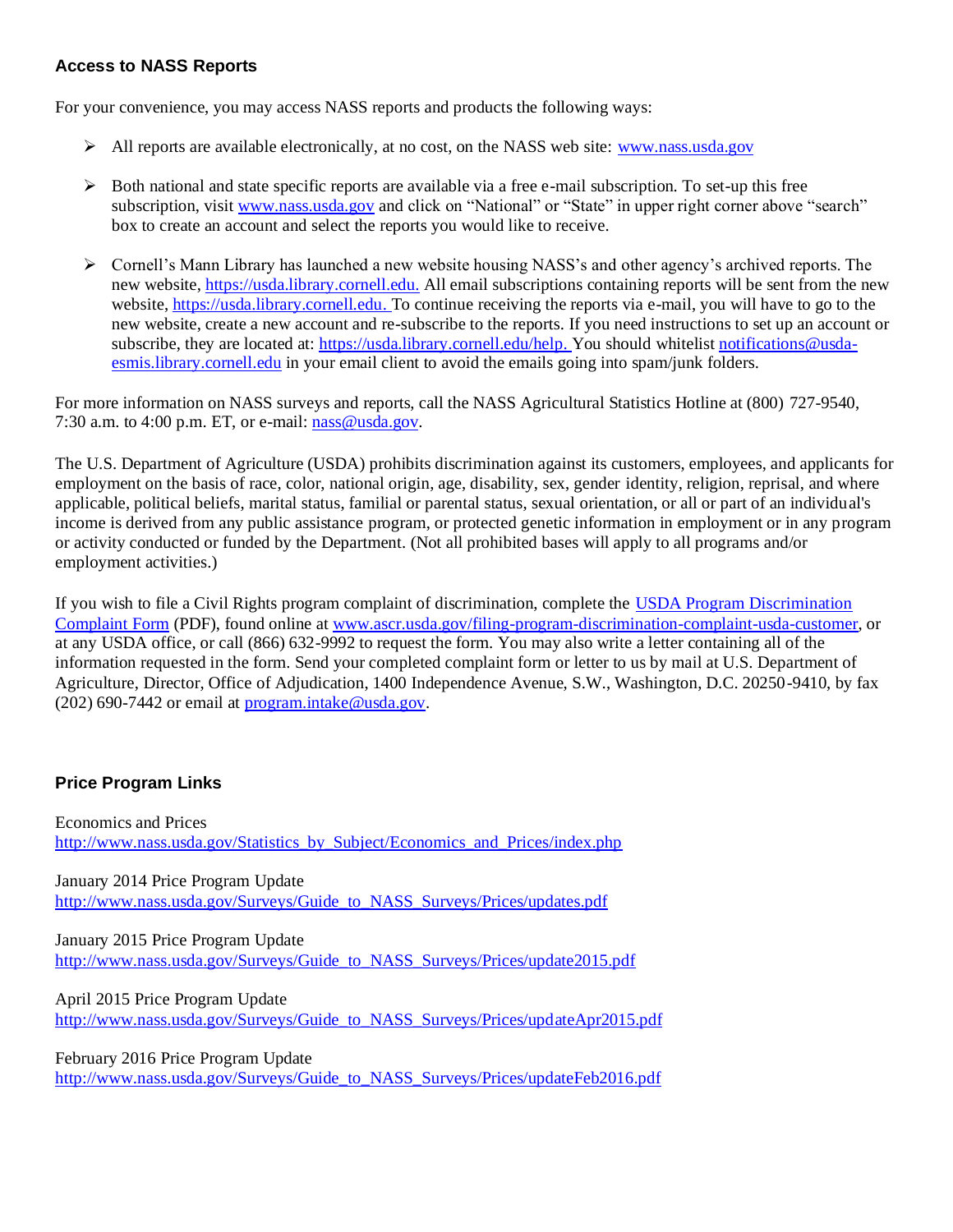### Access to NASS Reports

For your convenience, you may access NASS reports and products the following ways:

- All reports are available electronically, at no cost, on the NASS web site: www.nass.usda.gov

- Both national and state specific reports are available via a free e-mail subscription. To set-up this free subscription, visit www.nass.usda.gov and click on "National" or "State" in upper right corner above "search" box to create an account and select the reports you would like to receive.

- Cornell's Mann Library has launched a new website housing NASS's and other agency's archived reports. The new website, https://usda.library.cornell.edu. All email subscriptions containing reports will be sent from the new website, https://usda.library.cornell.edu. To continue receiving the reports via e-mail, you will have to go to the new website, create a new account and re-subscribe to the reports. If you need instructions to set up an account or subscribe, they are located at: https://usda.library.cornell.edu/help. You should whitelist notifications@usda-esmis.library.cornell.edu in your email client to avoid the emails going into spam/junk folders.

For more information on NASS surveys and reports, call the NASS Agricultural Statistics Hotline at (800) 727-9540, 7:30 a.m. to 4:00 p.m. ET, or e-mail: nass@usda.gov.

The U.S. Department of Agriculture (USDA) prohibits discrimination against its customers, employees, and applicants for employment on the basis of race, color, national origin, age, disability, sex, gender identity, religion, reprisal, and where applicable, political beliefs, marital status, familial or parental status, sexual orientation, or all or part of an individual's income is derived from any public assistance program, or protected genetic information in employment or in any program or activity conducted or funded by the Department. (Not all prohibited bases will apply to all programs and/or employment activities.)

If you wish to file a Civil Rights program complaint of discrimination, complete the USDA Program Discrimination Complaint Form (PDF), found online at www.ascr.usda.gov/filing-program-discrimination-complaint-usda-customer, or at any USDA office, or call (866) 632-9992 to request the form. You may also write a letter containing all of the information requested in the form. Send your completed complaint form or letter to us by mail at U.S. Department of Agriculture, Director, Office of Adjudication, 1400 Independence Avenue, S.W., Washington, D.C. 20250-9410, by fax (202) 690-7442 or email at program.intake@usda.gov.

### Price Program Links

Economics and Prices
http://www.nass.usda.gov/Statistics_by_Subject/Economics_and_Prices/index.php

January 2014 Price Program Update
http://www.nass.usda.gov/Surveys/Guide_to_NASS_Surveys/Prices/updates.pdf

January 2015 Price Program Update
http://www.nass.usda.gov/Surveys/Guide_to_NASS_Surveys/Prices/update2015.pdf

April 2015 Price Program Update
http://www.nass.usda.gov/Surveys/Guide_to_NASS_Surveys/Prices/updateApr2015.pdf

February 2016 Price Program Update
http://www.nass.usda.gov/Surveys/Guide_to_NASS_Surveys/Prices/updateFeb2016.pdf